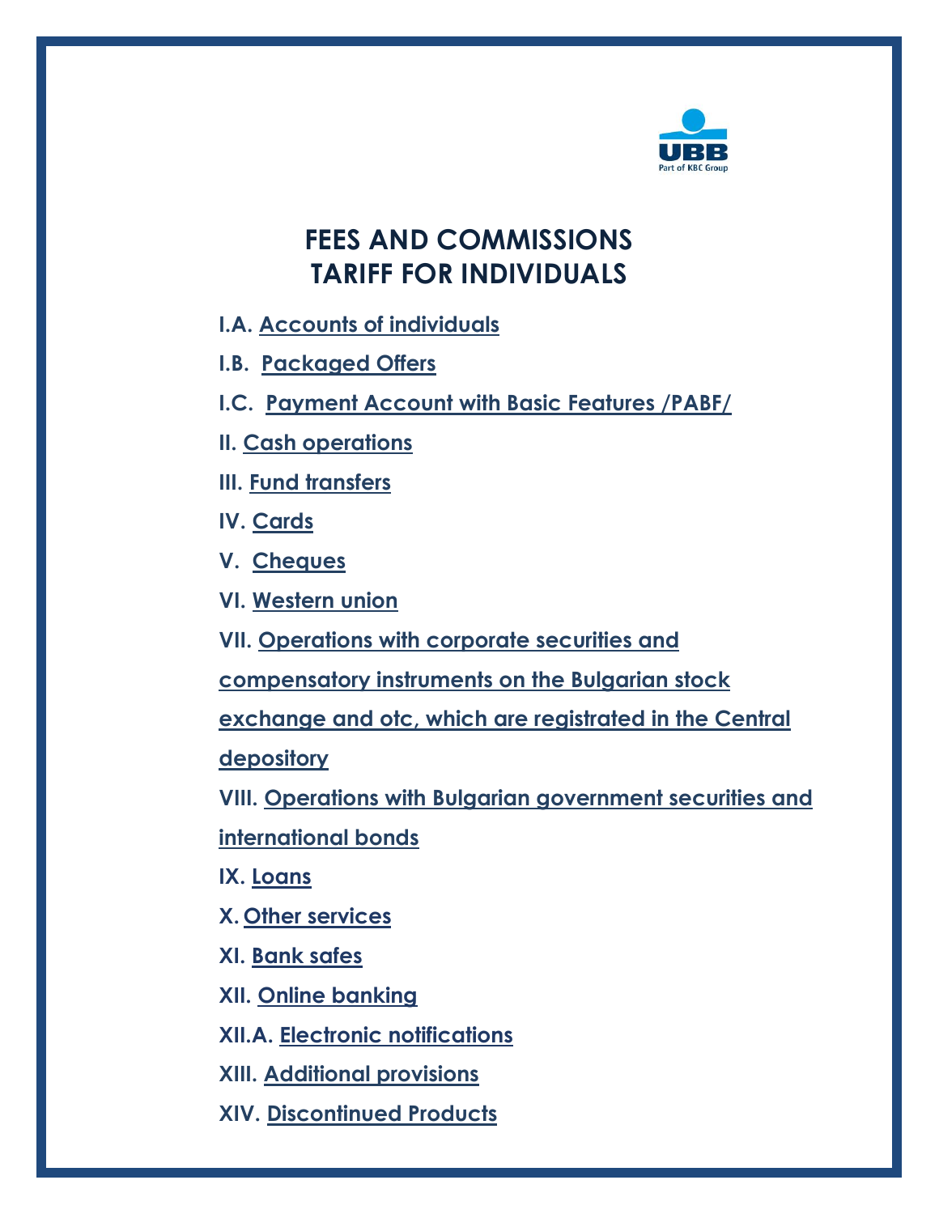# FEES AND COMMISSIONS
# TARIFF FOR INDIVIDUALS

**I.A.** **Accounts of individuals**

**I.B.** **Packaged Offers**

**I.C.** **Payment Account with Basic Features /PABF/**

**II.** **Cash operations**

**III.** **Fund transfers**

**IV.** **Cards**

**V.** **Cheques**

**VI.** **Western union**

**VII.** **Operations with corporate securities and compensatory instruments on the Bulgarian stock exchange and otc, which are registrated in the Central depository**

**VIII.** **Operations with Bulgarian government securities and international bonds**

**IX.** **Loans**

**X.** **Other services**

**XI.** **Bank safes**

**XII.** **Online banking**

**XII.A.** **Electronic notifications**

**XIII.** **Additional provisions**

**XIV.** **Discontinued Products**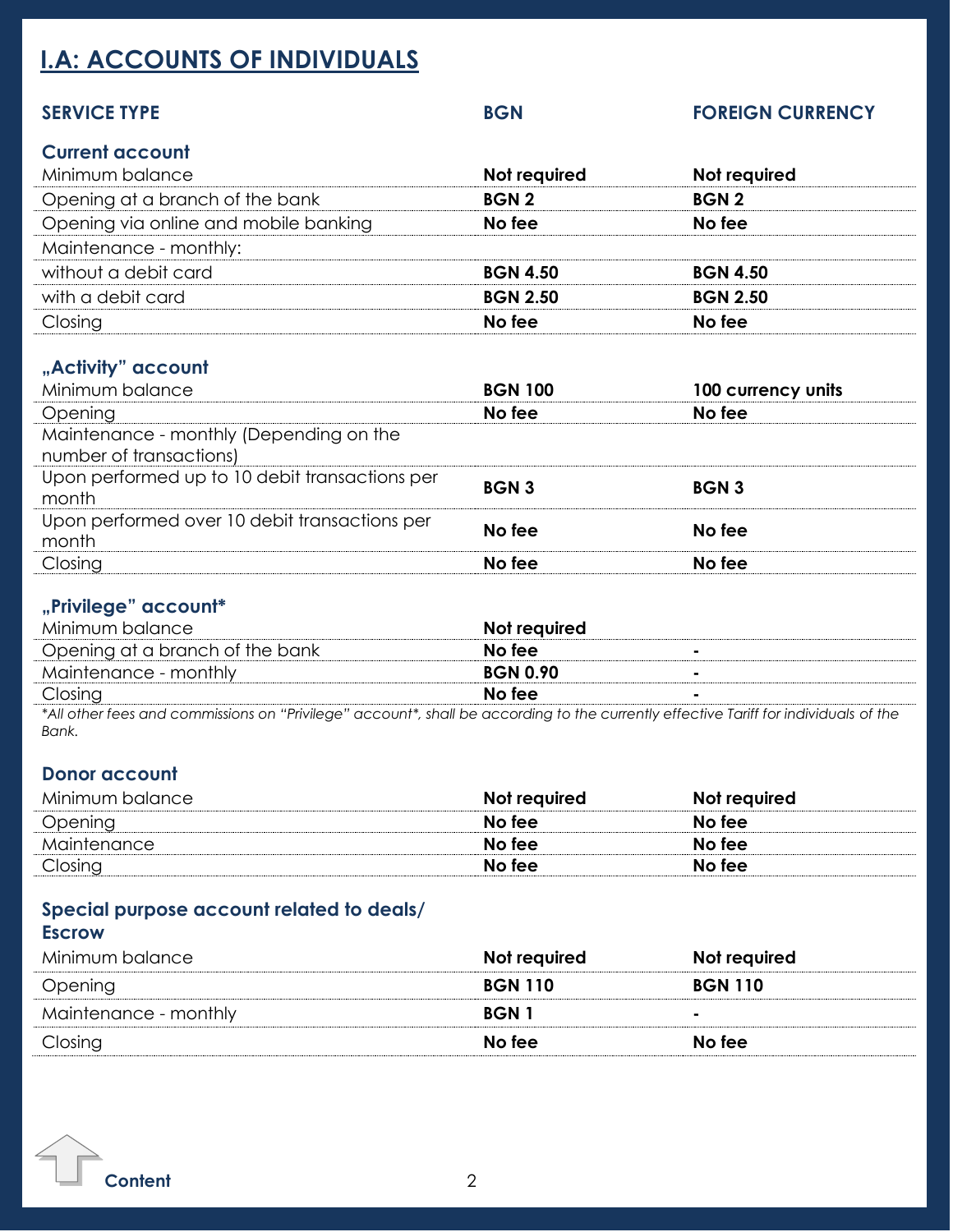# I.A: ACCOUNTS OF INDIVIDUALS

| SERVICE TYPE | BGN | FOREIGN CURRENCY |
|---|---|---|
| **Current account** | | |
| Minimum balance | **Not required** | **Not required** |
| Opening at a branch of the bank | **BGN 2** | **BGN 2** |
| Opening via online and mobile banking | **No fee** | **No fee** |
| Maintenance - monthly: | | |
| without a debit card | **BGN 4.50** | **BGN 4.50** |
| with a debit card | **BGN 2.50** | **BGN 2.50** |
| Closing | **No fee** | **No fee** |
| **„Activity" account** | | |
| Minimum balance | **BGN 100** | **100 currency units** |
| Opening | **No fee** | **No fee** |
| Maintenance - monthly (Depending on the number of transactions) | | |
| Upon performed up to 10 debit transactions per month | **BGN 3** | **BGN 3** |
| Upon performed over 10 debit transactions per month | **No fee** | **No fee** |
| Closing | **No fee** | **No fee** |
| **„Privilege" account*** | | |
| Minimum balance | **Not required** | |
| Opening at a branch of the bank | **No fee** | **-** |
| Maintenance - monthly | **BGN 0.90** | **-** |
| Closing | **No fee** | **-** |

*\*All other fees and commissions on "Privilege" account\*, shall be according to the currently effective Tariff for individuals of the Bank.*

| SERVICE TYPE | BGN | FOREIGN CURRENCY |
|---|---|---|
| **Donor account** | | |
| Minimum balance | **Not required** | **Not required** |
| Opening | **No fee** | **No fee** |
| Maintenance | **No fee** | **No fee** |
| Closing | **No fee** | **No fee** |
| **Special purpose account related to deals/ Escrow** | | |
| Minimum balance | **Not required** | **Not required** |
| Opening | **BGN 110** | **BGN 110** |
| Maintenance - monthly | **BGN 1** | **-** |
| Closing | **No fee** | **No fee** |

Content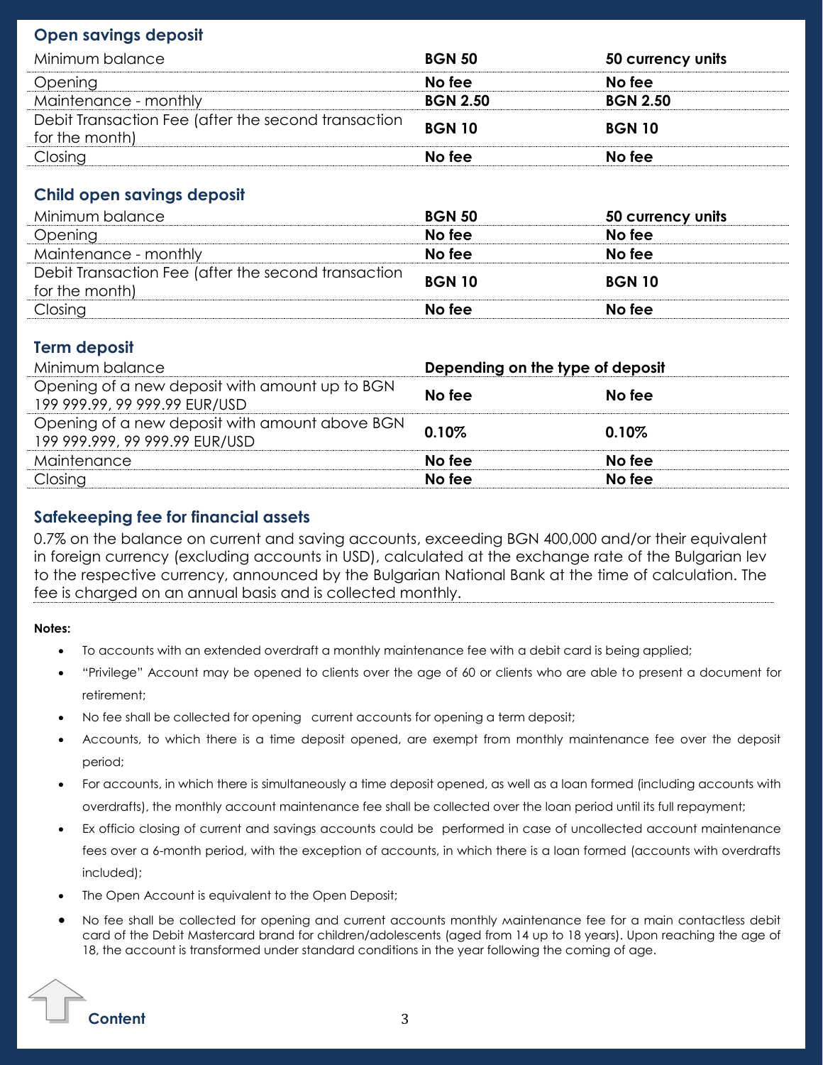## Open savings deposit

| | | |
|---|---|---|
| Minimum balance | **BGN 50** | **50 currency units** |
| Opening | **No fee** | **No fee** |
| Maintenance - monthly | **BGN 2.50** | **BGN 2.50** |
| Debit Transaction Fee (after the second transaction for the month) | **BGN 10** | **BGN 10** |
| Closing | **No fee** | **No fee** |

## Child open savings deposit

| | | |
|---|---|---|
| Minimum balance | **BGN 50** | **50 currency units** |
| Opening | **No fee** | **No fee** |
| Maintenance - monthly | **No fee** | **No fee** |
| Debit Transaction Fee (after the second transaction for the month) | **BGN 10** | **BGN 10** |
| Closing | **No fee** | **No fee** |

## Term deposit

| | | |
|---|---|---|
| Minimum balance | **Depending on the type of deposit** | |
| Opening of a new deposit with amount up to BGN 199 999.99, 99 999.99 EUR/USD | **No fee** | **No fee** |
| Opening of a new deposit with amount above BGN 199 999.999, 99 999.99 EUR/USD | **0.10%** | **0.10%** |
| Maintenance | **No fee** | **No fee** |
| Closing | **No fee** | **No fee** |

## Safekeeping fee for financial assets

0.7% on the balance on current and saving accounts, exceeding BGN 400,000 and/or their equivalent in foreign currency (excluding accounts in USD), calculated at the exchange rate of the Bulgarian lev to the respective currency, announced by the Bulgarian National Bank at the time of calculation. The fee is charged on an annual basis and is collected monthly.

**Notes:**

- To accounts with an extended overdraft a monthly maintenance fee with a debit card is being applied;
- "Privilege" Account may be opened to clients over the age of 60 or clients who are able to present a document for retirement;
- No fee shall be collected for opening current accounts for opening a term deposit;
- Accounts, to which there is a time deposit opened, are exempt from monthly maintenance fee over the deposit period;
- For accounts, in which there is simultaneously a time deposit opened, as well as a loan formed (including accounts with overdrafts), the monthly account maintenance fee shall be collected over the loan period until its full repayment;
- Ex officio closing of current and savings accounts could be performed in case of uncollected account maintenance fees over a 6-month period, with the exception of accounts, in which there is a loan formed (accounts with overdrafts included);
- The Open Account is equivalent to the Open Deposit;
- No fee shall be collected for opening and current accounts monthly maintenance fee for a main contactless debit card of the Debit Mastercard brand for children/adolescents (aged from 14 up to 18 years). Upon reaching the age of 18, the account is transformed under standard conditions in the year following the coming of age.

Content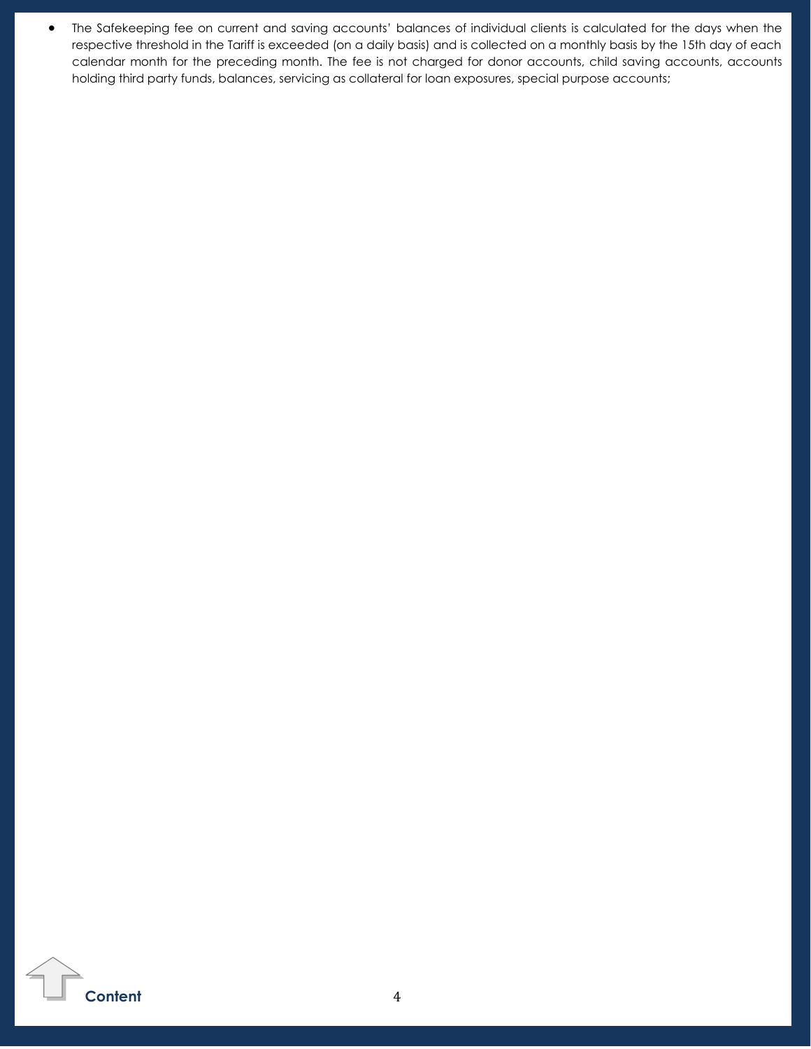- The Safekeeping fee on current and saving accounts' balances of individual clients is calculated for the days when the respective threshold in the Tariff is exceeded (on a daily basis) and is collected on a monthly basis by the 15th day of each calendar month for the preceding month. The fee is not charged for donor accounts, child saving accounts, accounts holding third party funds, balances, servicing as collateral for loan exposures, special purpose accounts;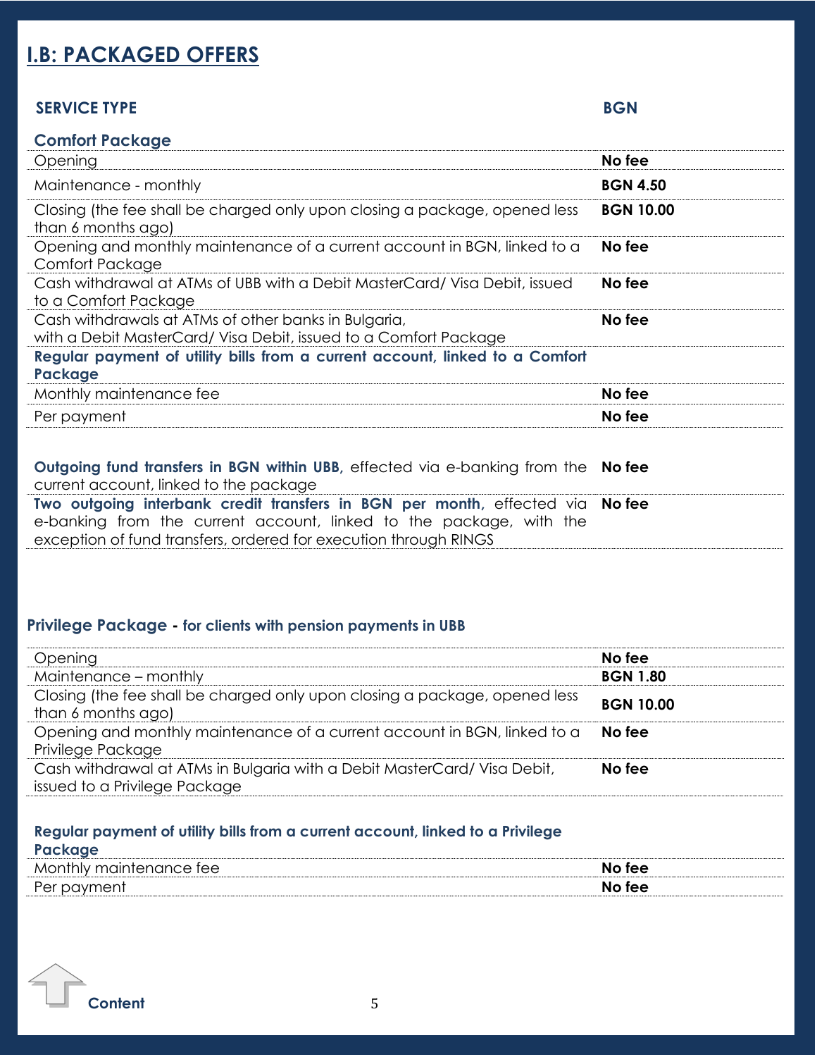# I.B: PACKAGED OFFERS

| SERVICE TYPE | BGN |
|---|---|
| **Comfort Package** | |
| Opening | **No fee** |
| Maintenance - monthly | **BGN 4.50** |
| Closing (the fee shall be charged only upon closing a package, opened less than 6 months ago) | **BGN 10.00** |
| Opening and monthly maintenance of a current account in BGN, linked to a Comfort Package | **No fee** |
| Cash withdrawal at ATMs of UBB with a Debit MasterCard/ Visa Debit, issued to a Comfort Package | **No fee** |
| Cash withdrawals at ATMs of other banks in Bulgaria, with a Debit MasterCard/ Visa Debit, issued to a Comfort Package | **No fee** |
| **Regular payment of utility bills from a current account, linked to a Comfort Package** | |
| Monthly maintenance fee | **No fee** |
| Per payment | **No fee** |
| **Outgoing fund transfers in BGN within UBB**, effected via e-banking from the current account, linked to the package | **No fee** |
| **Two outgoing interbank credit transfers in BGN per month**, effected via e-banking from the current account, linked to the package, with the exception of fund transfers, ordered for execution through RINGS | **No fee** |

## Privilege Package - for clients with pension payments in UBB

| | |
|---|---|
| Opening | **No fee** |
| Maintenance – monthly | **BGN 1.80** |
| Closing (the fee shall be charged only upon closing a package, opened less than 6 months ago) | **BGN 10.00** |
| Opening and monthly maintenance of a current account in BGN, linked to a Privilege Package | **No fee** |
| Cash withdrawal at ATMs in Bulgaria with a Debit MasterCard/ Visa Debit, issued to a Privilege Package | **No fee** |
| **Regular payment of utility bills from a current account, linked to a Privilege Package** | |
| Monthly maintenance fee | **No fee** |
| Per payment | **No fee** |

Content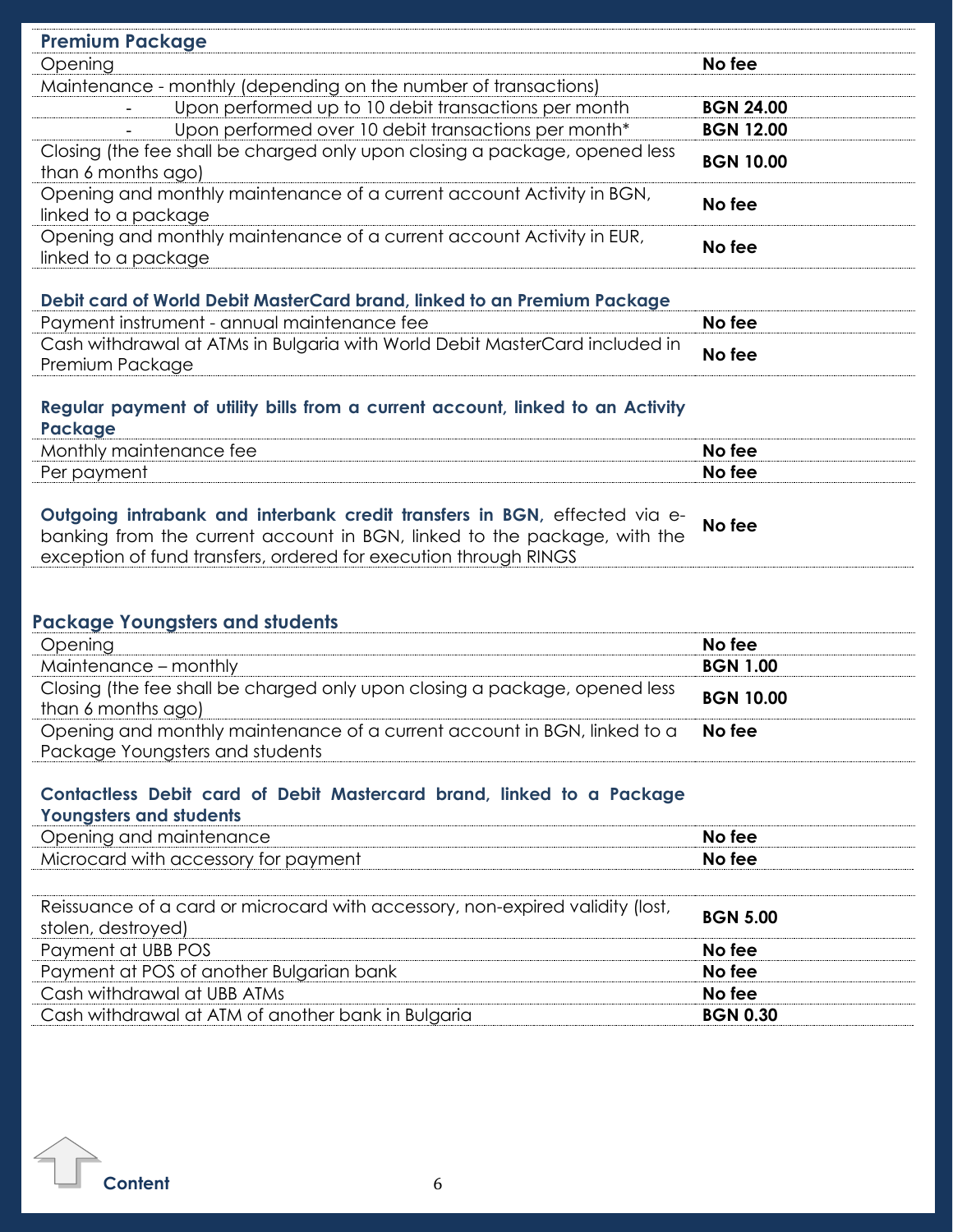| **Premium Package** | |
|---|---|
| Opening | **No fee** |
| Maintenance - monthly (depending on the number of transactions) | |
| - Upon performed up to 10 debit transactions per month | **BGN 24.00** |
| - Upon performed over 10 debit transactions per month* | **BGN 12.00** |
| Closing (the fee shall be charged only upon closing a package, opened less than 6 months ago) | **BGN 10.00** |
| Opening and monthly maintenance of a current account Activity in BGN, linked to a package | **No fee** |
| Opening and monthly maintenance of a current account Activity in EUR, linked to a package | **No fee** |

| **Debit card of World Debit MasterCard brand, linked to an Premium Package** | |
|---|---|
| Payment instrument - annual maintenance fee | **No fee** |
| Cash withdrawal at ATMs in Bulgaria with World Debit MasterCard included in Premium Package | **No fee** |

| **Regular payment of utility bills from a current account, linked to an Activity Package** | |
|---|---|
| Monthly maintenance fee | **No fee** |
| Per payment | **No fee** |

| | |
|---|---|
| **Outgoing intrabank and interbank credit transfers in BGN,** effected via e-banking from the current account in BGN, linked to the package, with the exception of fund transfers, ordered for execution through RINGS | **No fee** |

| **Package Youngsters and students** | |
|---|---|
| Opening | **No fee** |
| Maintenance – monthly | **BGN 1.00** |
| Closing (the fee shall be charged only upon closing a package, opened less than 6 months ago) | **BGN 10.00** |
| Opening and monthly maintenance of a current account in BGN, linked to a Package Youngsters and students | **No fee** |

| **Contactless Debit card of Debit Mastercard brand, linked to a Package Youngsters and students** | |
|---|---|
| Opening and maintenance | **No fee** |
| Microcard with accessory for payment | **No fee** |
| Reissuance of a card or microcard with accessory, non-expired validity (lost, stolen, destroyed) | **BGN 5.00** |
| Payment at UBB POS | **No fee** |
| Payment at POS of another Bulgarian bank | **No fee** |
| Cash withdrawal at UBB ATMs | **No fee** |
| Cash withdrawal at ATM of another bank in Bulgaria | **BGN 0.30** |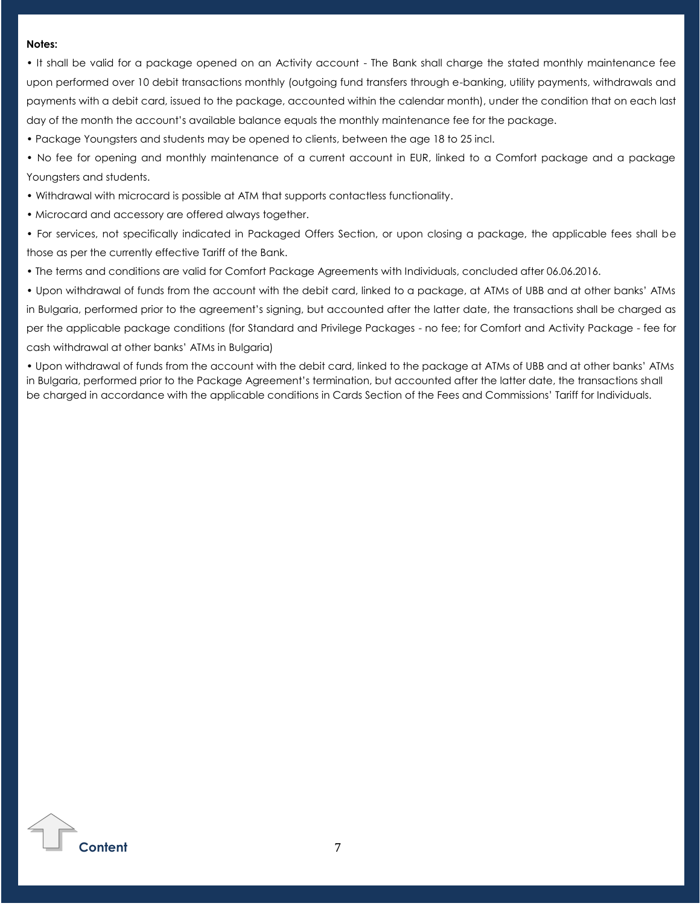**Notes:**

- It shall be valid for a package opened on an Activity account - The Bank shall charge the stated monthly maintenance fee upon performed over 10 debit transactions monthly (outgoing fund transfers through e-banking, utility payments, withdrawals and payments with a debit card, issued to the package, accounted within the calendar month), under the condition that on each last day of the month the account's available balance equals the monthly maintenance fee for the package.
- Package Youngsters and students may be opened to clients, between the age 18 to 25 incl.
- No fee for opening and monthly maintenance of a current account in EUR, linked to a Comfort package and a package Youngsters and students.
- Withdrawal with microcard is possible at ATM that supports contactless functionality.
- Microcard and accessory are offered always together.
- For services, not specifically indicated in Packaged Offers Section, or upon closing a package, the applicable fees shall be those as per the currently effective Tariff of the Bank.
- The terms and conditions are valid for Comfort Package Agreements with Individuals, concluded after 06.06.2016.
- Upon withdrawal of funds from the account with the debit card, linked to a package, at ATMs of UBB and at other banks' ATMs in Bulgaria, performed prior to the agreement's signing, but accounted after the latter date, the transactions shall be charged as per the applicable package conditions (for Standard and Privilege Packages - no fee; for Comfort and Activity Package - fee for cash withdrawal at other banks' ATMs in Bulgaria)
- Upon withdrawal of funds from the account with the debit card, linked to the package at ATMs of UBB and at other banks' ATMs in Bulgaria, performed prior to the Package Agreement's termination, but accounted after the latter date, the transactions shall be charged in accordance with the applicable conditions in Cards Section of the Fees and Commissions' Tariff for Individuals.

Content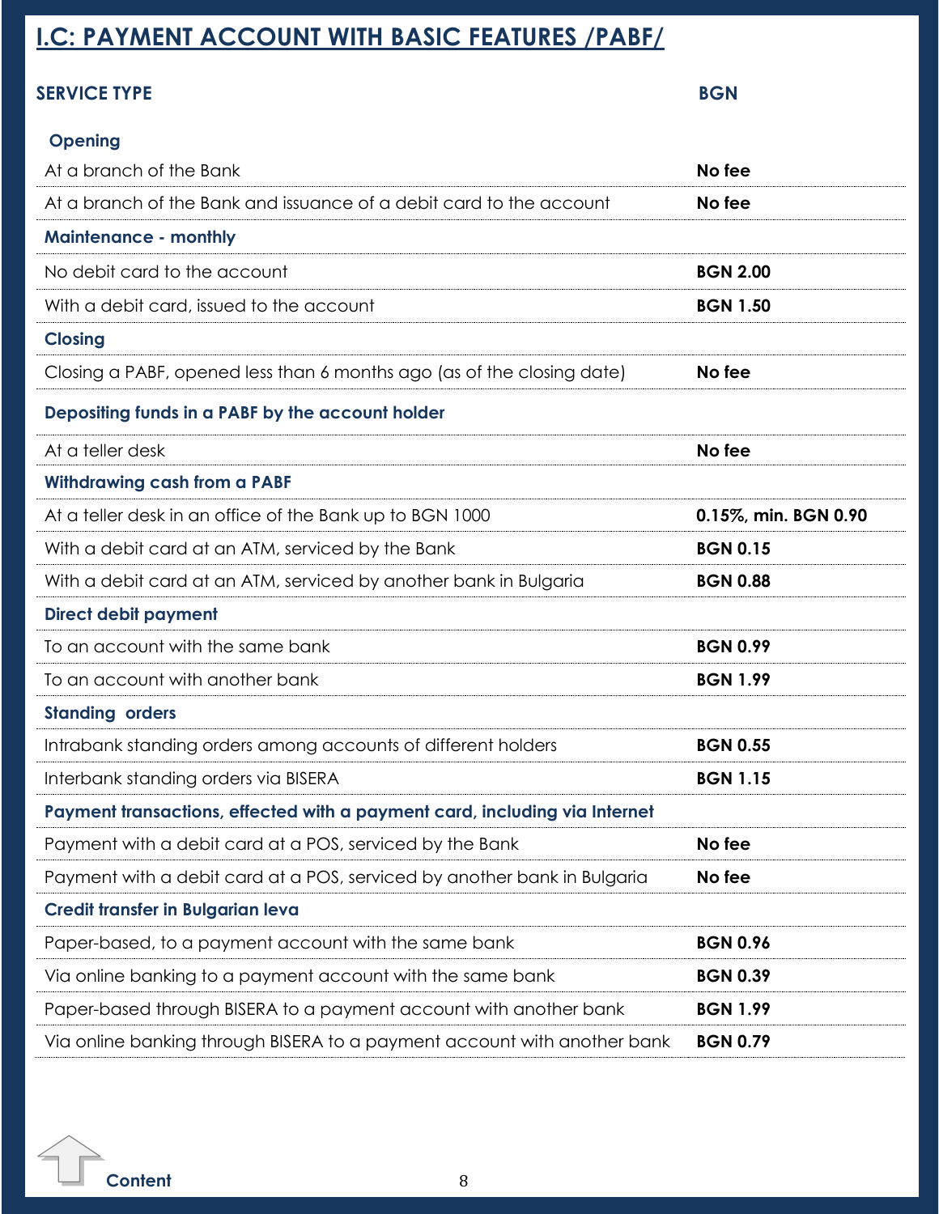## I.C: PAYMENT ACCOUNT WITH BASIC FEATURES /PABF/

| SERVICE TYPE | BGN |
|---|---|
| **Opening** | |
| At a branch of the Bank | **No fee** |
| At a branch of the Bank and issuance of a debit card to the account | **No fee** |
| **Maintenance - monthly** | |
| No debit card to the account | **BGN 2.00** |
| With a debit card, issued to the account | **BGN 1.50** |
| **Closing** | |
| Closing a PABF, opened less than 6 months ago (as of the closing date) | **No fee** |
| **Depositing funds in a PABF by the account holder** | |
| At a teller desk | **No fee** |
| **Withdrawing cash from a PABF** | |
| At a teller desk in an office of the Bank up to BGN 1000 | **0.15%, min. BGN 0.90** |
| With a debit card at an ATM, serviced by the Bank | **BGN 0.15** |
| With a debit card at an ATM, serviced by another bank in Bulgaria | **BGN 0.88** |
| **Direct debit payment** | |
| To an account with the same bank | **BGN 0.99** |
| To an account with another bank | **BGN 1.99** |
| **Standing orders** | |
| Intrabank standing orders among accounts of different holders | **BGN 0.55** |
| Interbank standing orders via BISERA | **BGN 1.15** |
| **Payment transactions, effected with a payment card, including via Internet** | |
| Payment with a debit card at a POS, serviced by the Bank | **No fee** |
| Payment with a debit card at a POS, serviced by another bank in Bulgaria | **No fee** |
| **Credit transfer in Bulgarian leva** | |
| Paper-based, to a payment account with the same bank | **BGN 0.96** |
| Via online banking to a payment account with the same bank | **BGN 0.39** |
| Paper-based through BISERA to a payment account with another bank | **BGN 1.99** |
| Via online banking through BISERA to a payment account with another bank | **BGN 0.79** |

Content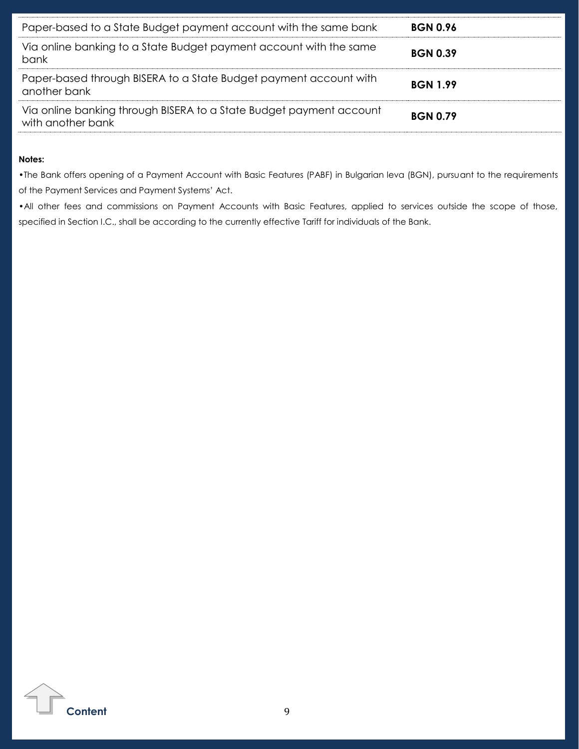| | |
|---|---|
| Paper-based to a State Budget payment account with the same bank | **BGN 0.96** |
| Via online banking to a State Budget payment account with the same bank | **BGN 0.39** |
| Paper-based through BISERA to a State Budget payment account with another bank | **BGN 1.99** |
| Via online banking through BISERA to a State Budget payment account with another bank | **BGN 0.79** |

**Notes:**

- The Bank offers opening of a Payment Account with Basic Features (PABF) in Bulgarian leva (BGN), pursuant to the requirements of the Payment Services and Payment Systems' Act.
- All other fees and commissions on Payment Accounts with Basic Features, applied to services outside the scope of those, specified in Section I.C., shall be according to the currently effective Tariff for individuals of the Bank.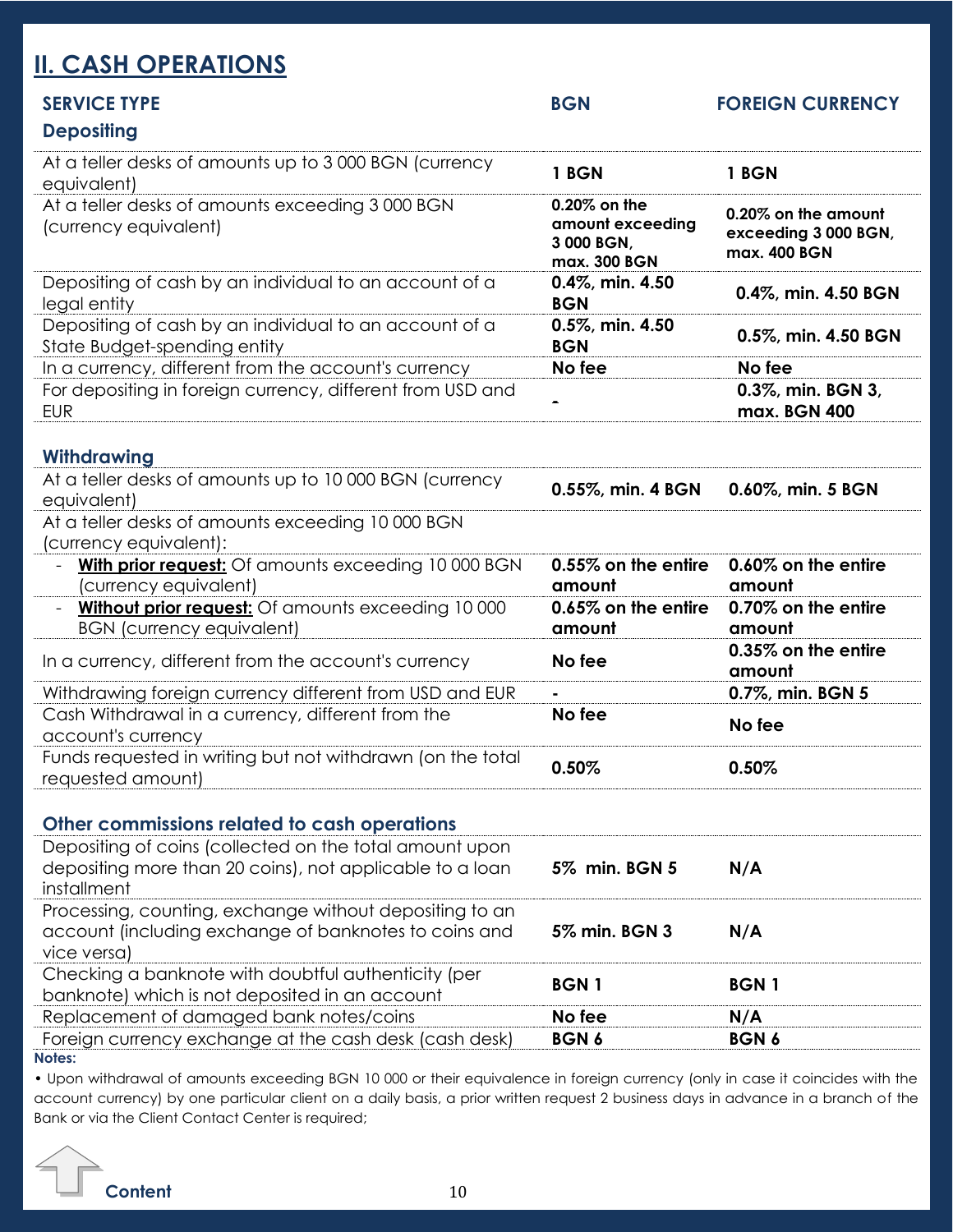## II. CASH OPERATIONS

| SERVICE TYPE | BGN | FOREIGN CURRENCY |
|---|---|---|
| **Depositing** | | |
| At a teller desks of amounts up to 3 000 BGN (currency equivalent) | **1 BGN** | **1 BGN** |
| At a teller desks of amounts exceeding 3 000 BGN (currency equivalent) | **0.20% on the amount exceeding 3 000 BGN, max. 300 BGN** | **0.20% on the amount exceeding 3 000 BGN, max. 400 BGN** |
| Depositing of cash by an individual to an account of a legal entity | **0.4%, min. 4.50 BGN** | **0.4%, min. 4.50 BGN** |
| Depositing of cash by an individual to an account of a State Budget-spending entity | **0.5%, min. 4.50 BGN** | **0.5%, min. 4.50 BGN** |
| In a currency, different from the account's currency | **No fee** | **No fee** |
| For depositing in foreign currency, different from USD and EUR | **-** | **0.3%, min. BGN 3, max. BGN 400** |
| **Withdrawing** | | |
| At a teller desks of amounts up to 10 000 BGN (currency equivalent) | **0.55%, min. 4 BGN** | **0.60%, min. 5 BGN** |
| At a teller desks of amounts exceeding 10 000 BGN (currency equivalent): | | |
| - **With prior request:** Of amounts exceeding 10 000 BGN (currency equivalent) | **0.55% on the entire amount** | **0.60% on the entire amount** |
| - **Without prior request:** Of amounts exceeding 10 000 BGN (currency equivalent) | **0.65% on the entire amount** | **0.70% on the entire amount** |
| In a currency, different from the account's currency | **No fee** | **0.35% on the entire amount** |
| Withdrawing foreign currency different from USD and EUR | **-** | **0.7%, min. BGN 5** |
| Cash Withdrawal in a currency, different from the account's currency | **No fee** | **No fee** |
| Funds requested in writing but not withdrawn (on the total requested amount) | **0.50%** | **0.50%** |
| **Other commissions related to cash operations** | | |
| Depositing of coins (collected on the total amount upon depositing more than 20 coins), not applicable to a loan installment | **5% min. BGN 5** | **N/A** |
| Processing, counting, exchange without depositing to an account (including exchange of banknotes to coins and vice versa) | **5% min. BGN 3** | **N/A** |
| Checking a banknote with doubtful authenticity (per banknote) which is not deposited in an account | **BGN 1** | **BGN 1** |
| Replacement of damaged bank notes/coins | **No fee** | **N/A** |
| Foreign currency exchange at the cash desk (cash desk) | **BGN 6** | **BGN 6** |

**Notes:**

• Upon withdrawal of amounts exceeding BGN 10 000 or their equivalence in foreign currency (only in case it coincides with the account currency) by one particular client on a daily basis, a prior written request 2 business days in advance in a branch of the Bank or via the Client Contact Center is required;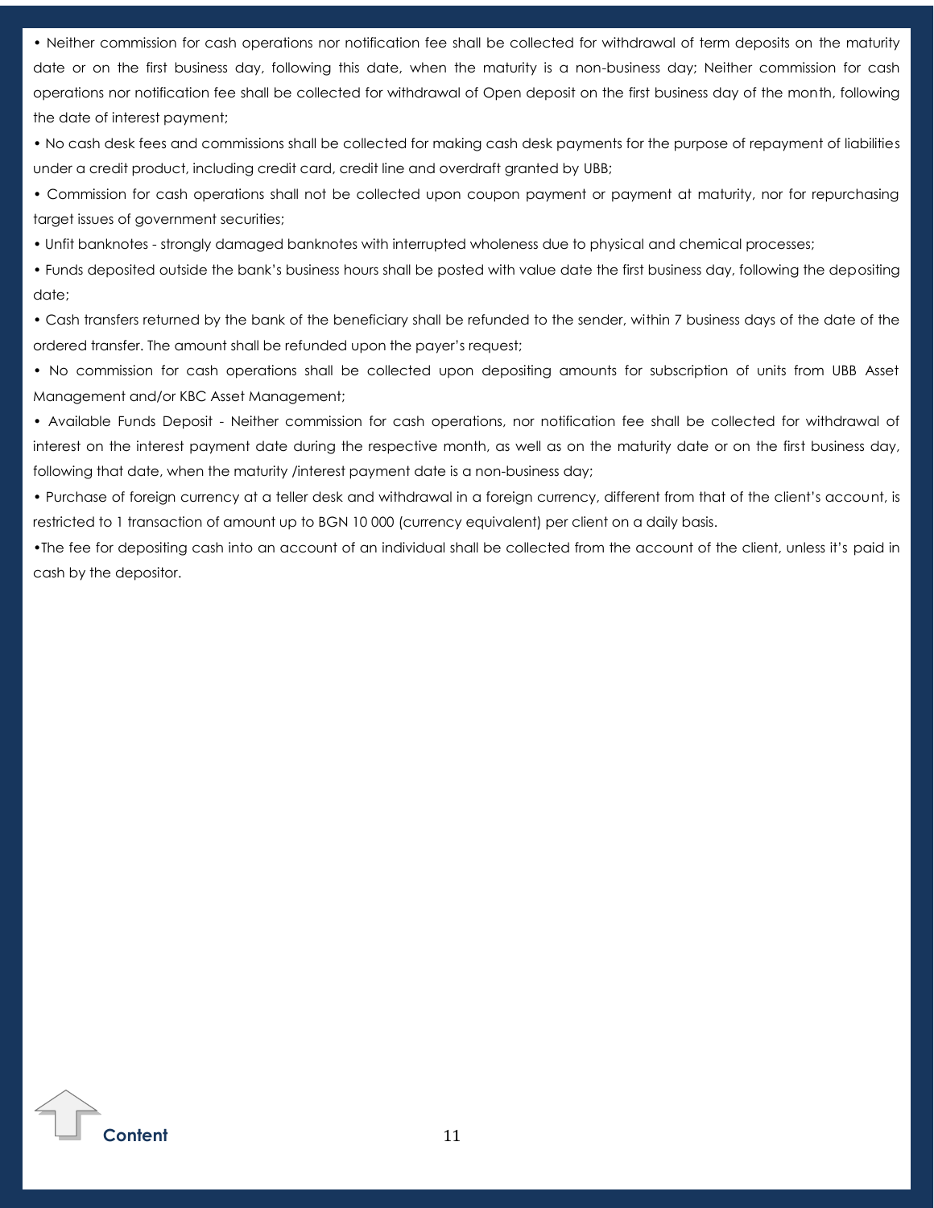- Neither commission for cash operations nor notification fee shall be collected for withdrawal of term deposits on the maturity date or on the first business day, following this date, when the maturity is a non-business day; Neither commission for cash operations nor notification fee shall be collected for withdrawal of Open deposit on the first business day of the month, following the date of interest payment;
- No cash desk fees and commissions shall be collected for making cash desk payments for the purpose of repayment of liabilities under a credit product, including credit card, credit line and overdraft granted by UBB;
- Commission for cash operations shall not be collected upon coupon payment or payment at maturity, nor for repurchasing target issues of government securities;
- Unfit banknotes - strongly damaged banknotes with interrupted wholeness due to physical and chemical processes;
- Funds deposited outside the bank's business hours shall be posted with value date the first business day, following the depositing date;
- Cash transfers returned by the bank of the beneficiary shall be refunded to the sender, within 7 business days of the date of the ordered transfer. The amount shall be refunded upon the payer's request;
- No commission for cash operations shall be collected upon depositing amounts for subscription of units from UBB Asset Management and/or KBC Asset Management;
- Available Funds Deposit - Neither commission for cash operations, nor notification fee shall be collected for withdrawal of interest on the interest payment date during the respective month, as well as on the maturity date or on the first business day, following that date, when the maturity /interest payment date is a non-business day;
- Purchase of foreign currency at a teller desk and withdrawal in a foreign currency, different from that of the client's account, is restricted to 1 transaction of amount up to BGN 10 000 (currency equivalent) per client on a daily basis.
- The fee for depositing cash into an account of an individual shall be collected from the account of the client, unless it's paid in cash by the depositor.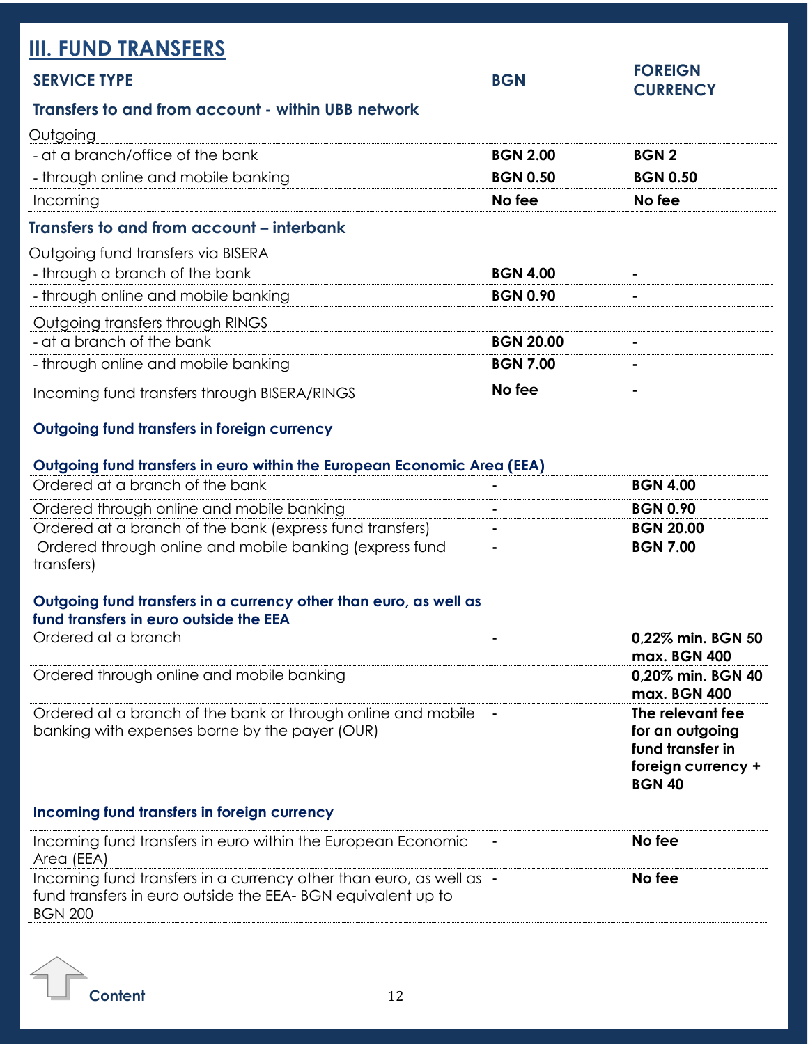## III. FUND TRANSFERS

| SERVICE TYPE | BGN | FOREIGN CURRENCY |
|---|---|---|
| **Transfers to and from account - within UBB network** | | |
| Outgoing | | |
| - at a branch/office of the bank | **BGN 2.00** | **BGN 2** |
| - through online and mobile banking | **BGN 0.50** | **BGN 0.50** |
| Incoming | **No fee** | **No fee** |
| **Transfers to and from account – interbank** | | |
| Outgoing fund transfers via BISERA | | |
| - through a branch of the bank | **BGN 4.00** | - |
| - through online and mobile banking | **BGN 0.90** | - |
| Outgoing transfers through RINGS | | |
| - at a branch of the bank | **BGN 20.00** | - |
| - through online and mobile banking | **BGN 7.00** | - |
| Incoming fund transfers through BISERA/RINGS | **No fee** | - |
| **Outgoing fund transfers in foreign currency** | | |
| **Outgoing fund transfers in euro within the European Economic Area (EEA)** | | |
| Ordered at a branch of the bank | - | **BGN 4.00** |
| Ordered through online and mobile banking | - | **BGN 0.90** |
| Ordered at a branch of the bank (express fund transfers) | - | **BGN 20.00** |
| Ordered through online and mobile banking (express fund transfers) | - | **BGN 7.00** |
| **Outgoing fund transfers in a currency other than euro, as well as fund transfers in euro outside the EEA** | | |
| Ordered at a branch | - | **0,22% min. BGN 50 max. BGN 400** |
| Ordered through online and mobile banking | | **0,20% min. BGN 40 max. BGN 400** |
| Ordered at a branch of the bank or through online and mobile banking with expenses borne by the payer (OUR) | - | **The relevant fee for an outgoing fund transfer in foreign currency + BGN 40** |
| **Incoming fund transfers in foreign currency** | | |
| Incoming fund transfers in euro within the European Economic Area (EEA) | - | **No fee** |
| Incoming fund transfers in a currency other than euro, as well as fund transfers in euro outside the EEA- BGN equivalent up to BGN 200 | - | **No fee** |

Content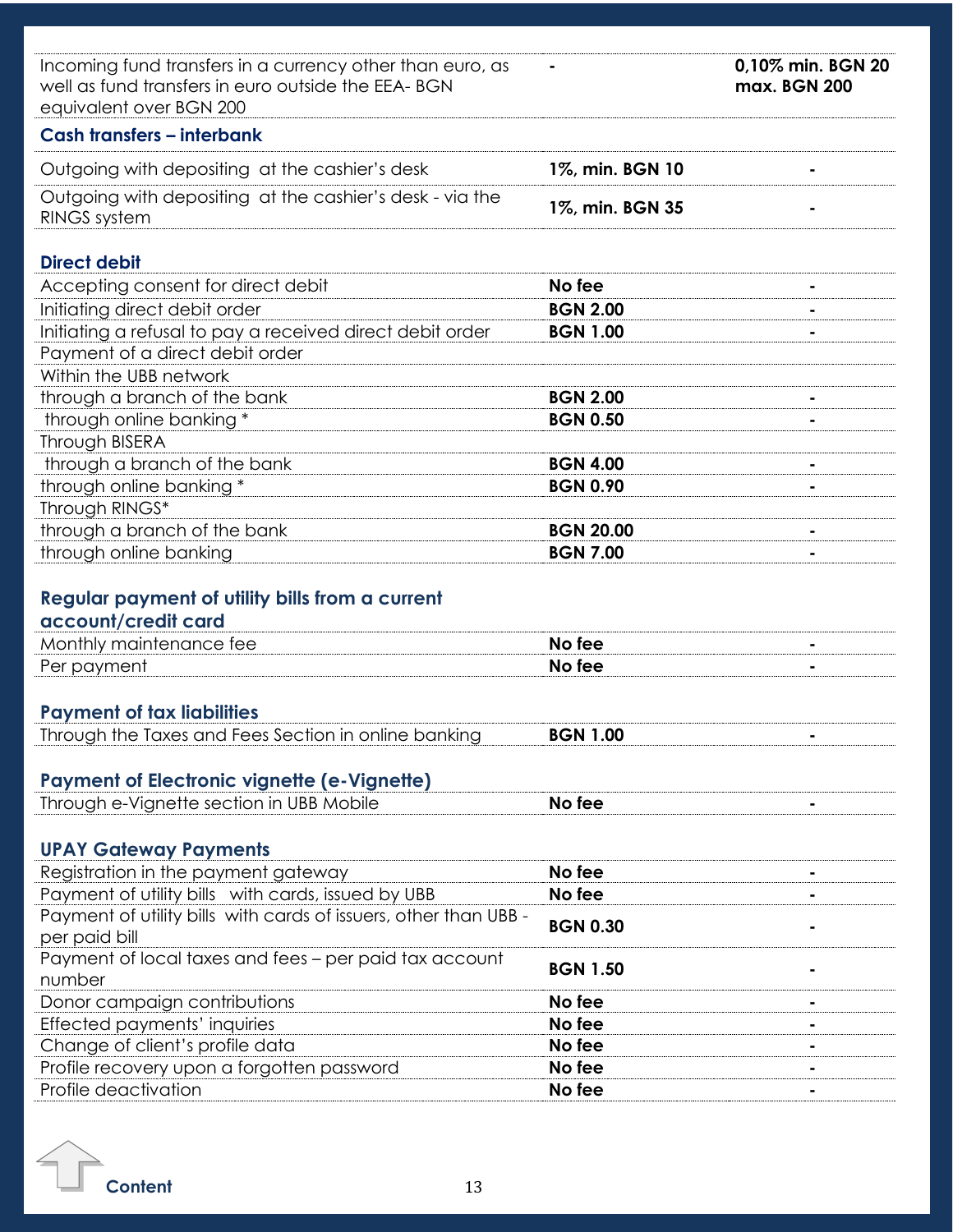| | | |
|---|---|---|
| Incoming fund transfers in a currency other than euro, as well as fund transfers in euro outside the EEA- BGN equivalent over BGN 200 | - | **0,10% min. BGN 20 max. BGN 200** |
| **Cash transfers – interbank** | | |
| Outgoing with depositing at the cashier's desk | **1%, min. BGN 10** | - |
| Outgoing with depositing at the cashier's desk - via the RINGS system | **1%, min. BGN 35** | - |
| **Direct debit** | | |
| Accepting consent for direct debit | **No fee** | - |
| Initiating direct debit order | **BGN 2.00** | - |
| Initiating a refusal to pay a received direct debit order | **BGN 1.00** | - |
| Payment of a direct debit order | | |
| Within the UBB network | | |
| through a branch of the bank | **BGN 2.00** | - |
| through online banking * | **BGN 0.50** | - |
| Through BISERA | | |
| through a branch of the bank | **BGN 4.00** | - |
| through online banking * | **BGN 0.90** | - |
| Through RINGS* | | |
| through a branch of the bank | **BGN 20.00** | - |
| through online banking | **BGN 7.00** | - |
| **Regular payment of utility bills from a current account/credit card** | | |
| Monthly maintenance fee | **No fee** | - |
| Per payment | **No fee** | - |
| **Payment of tax liabilities** | | |
| Through the Taxes and Fees Section in online banking | **BGN 1.00** | - |
| **Payment of Electronic vignette (e-Vignette)** | | |
| Through e-Vignette section in UBB Mobile | **No fee** | - |
| **UPAY Gateway Payments** | | |
| Registration in the payment gateway | **No fee** | - |
| Payment of utility bills with cards, issued by UBB | **No fee** | - |
| Payment of utility bills with cards of issuers, other than UBB - per paid bill | **BGN 0.30** | - |
| Payment of local taxes and fees – per paid tax account number | **BGN 1.50** | - |
| Donor campaign contributions | **No fee** | - |
| Effected payments' inquiries | **No fee** | - |
| Change of client's profile data | **No fee** | - |
| Profile recovery upon a forgotten password | **No fee** | - |
| Profile deactivation | **No fee** | - |

Content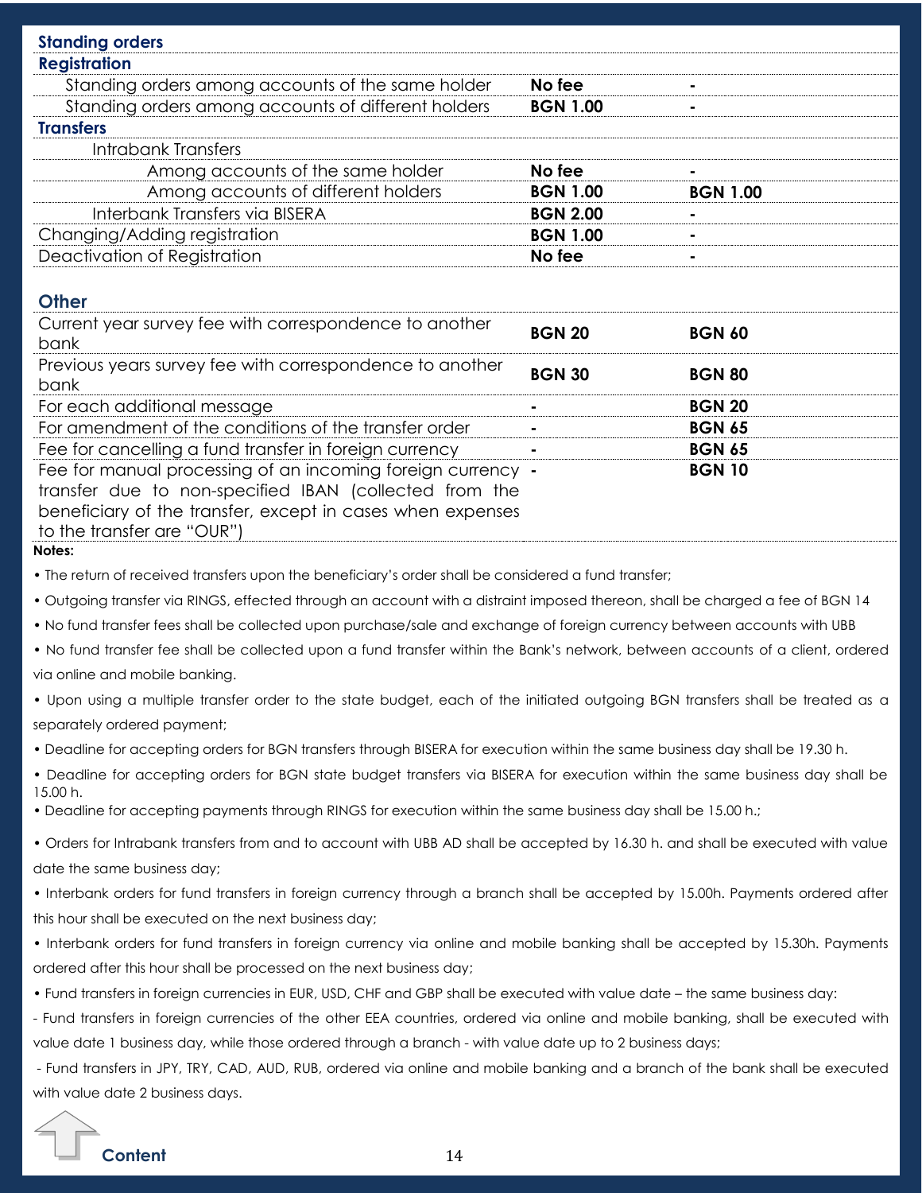**Standing orders**

| Registration | | |
|---|---|---|
| Standing orders among accounts of the same holder | **No fee** | - |
| Standing orders among accounts of different holders | **BGN 1.00** | - |
| **Transfers** | | |
| Intrabank Transfers | | |
| Among accounts of the same holder | **No fee** | - |
| Among accounts of different holders | **BGN 1.00** | **BGN 1.00** |
| Interbank Transfers via BISERA | **BGN 2.00** | - |
| Changing/Adding registration | **BGN 1.00** | - |
| Deactivation of Registration | **No fee** | - |

**Other**

| | | |
|---|---|---|
| Current year survey fee with correspondence to another bank | **BGN 20** | **BGN 60** |
| Previous years survey fee with correspondence to another bank | **BGN 30** | **BGN 80** |
| For each additional message | - | **BGN 20** |
| For amendment of the conditions of the transfer order | - | **BGN 65** |
| Fee for cancelling a fund transfer in foreign currency | - | **BGN 65** |
| Fee for manual processing of an incoming foreign currency transfer due to non-specified IBAN (collected from the beneficiary of the transfer, except in cases when expenses to the transfer are "OUR") | - | **BGN 10** |

**Notes:**

- The return of received transfers upon the beneficiary's order shall be considered a fund transfer;
- Outgoing transfer via RINGS, effected through an account with a distraint imposed thereon, shall be charged a fee of BGN 14
- No fund transfer fees shall be collected upon purchase/sale and exchange of foreign currency between accounts with UBB
- No fund transfer fee shall be collected upon a fund transfer within the Bank's network, between accounts of a client, ordered via online and mobile banking.
- Upon using a multiple transfer order to the state budget, each of the initiated outgoing BGN transfers shall be treated as a separately ordered payment;
- Deadline for accepting orders for BGN transfers through BISERA for execution within the same business day shall be 19.30 h.
- Deadline for accepting orders for BGN state budget transfers via BISERA for execution within the same business day shall be 15.00 h.
- Deadline for accepting payments through RINGS for execution within the same business day shall be 15.00 h.;
- Orders for Intrabank transfers from and to account with UBB AD shall be accepted by 16.30 h. and shall be executed with value date the same business day;
- Interbank orders for fund transfers in foreign currency through a branch shall be accepted by 15.00h. Payments ordered after this hour shall be executed on the next business day;
- Interbank orders for fund transfers in foreign currency via online and mobile banking shall be accepted by 15.30h. Payments ordered after this hour shall be processed on the next business day;
- Fund transfers in foreign currencies in EUR, USD, CHF and GBP shall be executed with value date – the same business day:

- Fund transfers in foreign currencies of the other EEA countries, ordered via online and mobile banking, shall be executed with value date 1 business day, while those ordered through a branch - with value date up to 2 business days;

- Fund transfers in JPY, TRY, CAD, AUD, RUB, ordered via online and mobile banking and a branch of the bank shall be executed with value date 2 business days.

Content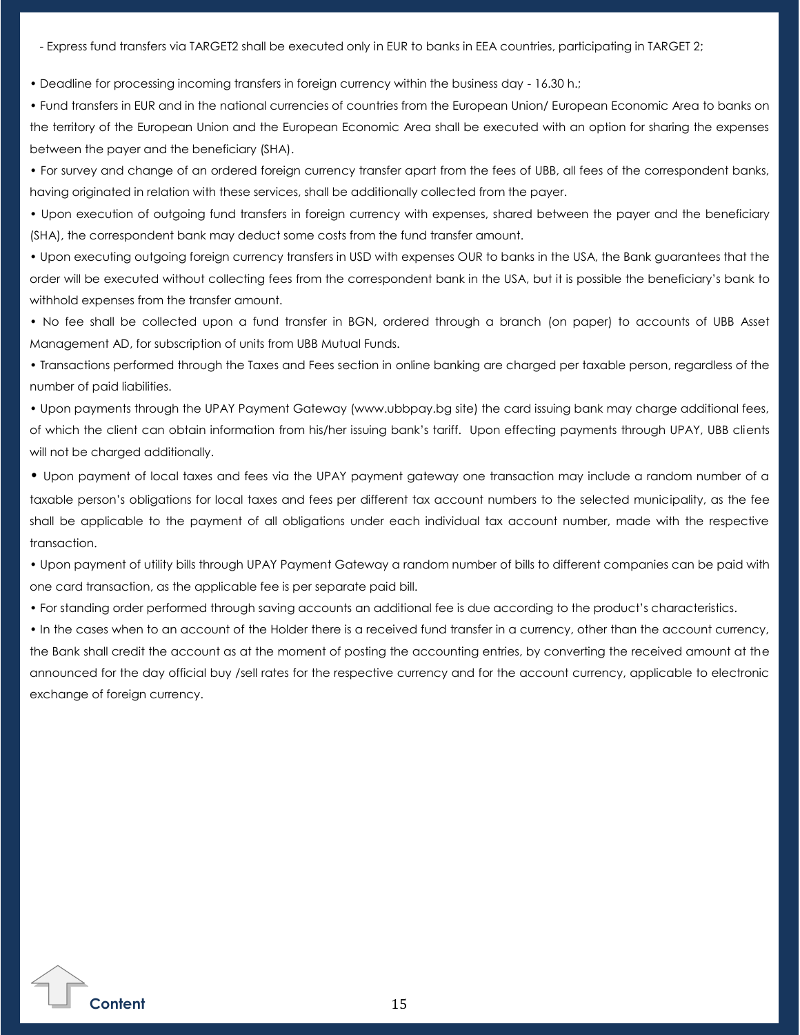- Express fund transfers via TARGET2 shall be executed only in EUR to banks in EEA countries, participating in TARGET 2;

- Deadline for processing incoming transfers in foreign currency within the business day - 16.30 h.;
- Fund transfers in EUR and in the national currencies of countries from the European Union/ European Economic Area to banks on the territory of the European Union and the European Economic Area shall be executed with an option for sharing the expenses between the payer and the beneficiary (SHA).
- For survey and change of an ordered foreign currency transfer apart from the fees of UBB, all fees of the correspondent banks, having originated in relation with these services, shall be additionally collected from the payer.
- Upon execution of outgoing fund transfers in foreign currency with expenses, shared between the payer and the beneficiary (SHA), the correspondent bank may deduct some costs from the fund transfer amount.
- Upon executing outgoing foreign currency transfers in USD with expenses OUR to banks in the USA, the Bank guarantees that the order will be executed without collecting fees from the correspondent bank in the USA, but it is possible the beneficiary's bank to withhold expenses from the transfer amount.
- No fee shall be collected upon a fund transfer in BGN, ordered through a branch (on paper) to accounts of UBB Asset Management AD, for subscription of units from UBB Mutual Funds.
- Transactions performed through the Taxes and Fees section in online banking are charged per taxable person, regardless of the number of paid liabilities.
- Upon payments through the UPAY Payment Gateway (www.ubbpay.bg site) the card issuing bank may charge additional fees, of which the client can obtain information from his/her issuing bank's tariff. Upon effecting payments through UPAY, UBB clients will not be charged additionally.
- Upon payment of local taxes and fees via the UPAY payment gateway one transaction may include a random number of a taxable person's obligations for local taxes and fees per different tax account numbers to the selected municipality, as the fee shall be applicable to the payment of all obligations under each individual tax account number, made with the respective transaction.
- Upon payment of utility bills through UPAY Payment Gateway a random number of bills to different companies can be paid with one card transaction, as the applicable fee is per separate paid bill.
- For standing order performed through saving accounts an additional fee is due according to the product's characteristics.
- In the cases when to an account of the Holder there is a received fund transfer in a currency, other than the account currency, the Bank shall credit the account as at the moment of posting the accounting entries, by converting the received amount at the announced for the day official buy /sell rates for the respective currency and for the account currency, applicable to electronic exchange of foreign currency.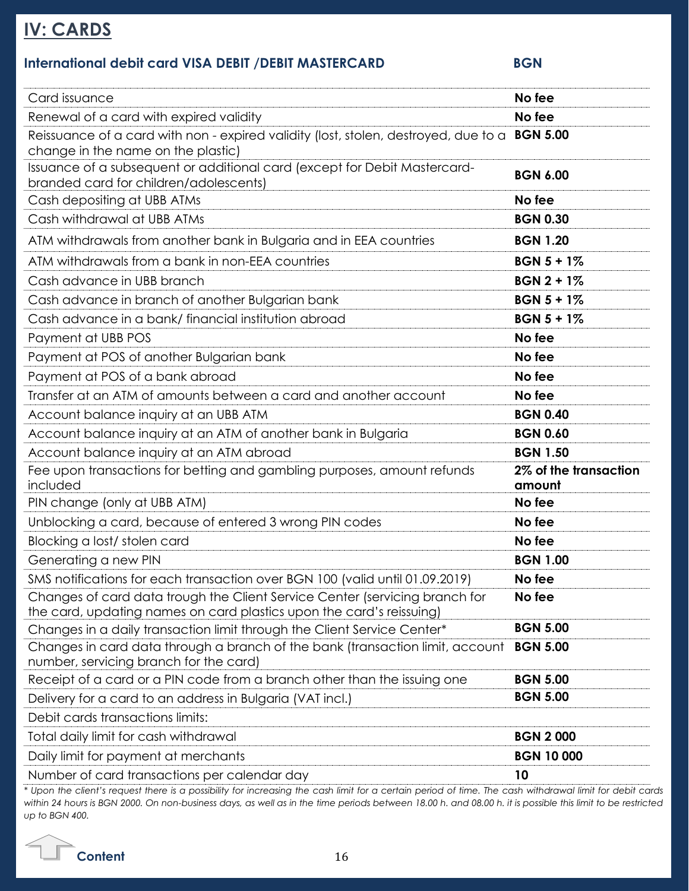## IV: CARDS

### International debit card VISA DEBIT /DEBIT MASTERCARD

| | BGN |
|---|---|
| Card issuance | **No fee** |
| Renewal of a card with expired validity | **No fee** |
| Reissuance of a card with non - expired validity (lost, stolen, destroyed, due to a change in the name on the plastic) | **BGN 5.00** |
| Issuance of a subsequent or additional card (except for Debit Mastercard-branded card for children/adolescents) | **BGN 6.00** |
| Cash depositing at UBB ATMs | **No fee** |
| Cash withdrawal at UBB ATMs | **BGN 0.30** |
| ATM withdrawals from another bank in Bulgaria and in EEA countries | **BGN 1.20** |
| ATM withdrawals from a bank in non-EEA countries | **BGN 5 + 1%** |
| Cash advance in UBB branch | **BGN 2 + 1%** |
| Cash advance in branch of another Bulgarian bank | **BGN 5 + 1%** |
| Cash advance in a bank/ financial institution abroad | **BGN 5 + 1%** |
| Payment at UBB POS | **No fee** |
| Payment at POS of another Bulgarian bank | **No fee** |
| Payment at POS of a bank abroad | **No fee** |
| Transfer at an ATM of amounts between a card and another account | **No fee** |
| Account balance inquiry at an UBB ATM | **BGN 0.40** |
| Account balance inquiry at an ATM of another bank in Bulgaria | **BGN 0.60** |
| Account balance inquiry at an ATM abroad | **BGN 1.50** |
| Fee upon transactions for betting and gambling purposes, amount refunds included | **2% of the transaction amount** |
| PIN change (only at UBB ATM) | **No fee** |
| Unblocking a card, because of entered 3 wrong PIN codes | **No fee** |
| Blocking a lost/ stolen card | **No fee** |
| Generating a new PIN | **BGN 1.00** |
| SMS notifications for each transaction over BGN 100 (valid until 01.09.2019) | **No fee** |
| Changes of card data trough the Client Service Center (servicing branch for the card, updating names on card plastics upon the card's reissuing) | **No fee** |
| Changes in a daily transaction limit through the Client Service Center* | **BGN 5.00** |
| Changes in card data through a branch of the bank (transaction limit, account number, servicing branch for the card) | **BGN 5.00** |
| Receipt of a card or a PIN code from a branch other than the issuing one | **BGN 5.00** |
| Delivery for a card to an address in Bulgaria (VAT incl.) | **BGN 5.00** |
| Debit cards transactions limits: | |
| Total daily limit for cash withdrawal | **BGN 2 000** |
| Daily limit for payment at merchants | **BGN 10 000** |
| Number of card transactions per calendar day | **10** |

*\* Upon the client's request there is a possibility for increasing the cash limit for a certain period of time. The cash withdrawal limit for debit cards within 24 hours is BGN 2000. On non-business days, as well as in the time periods between 18.00 h. and 08.00 h. it is possible this limit to be restricted up to BGN 400.*

Content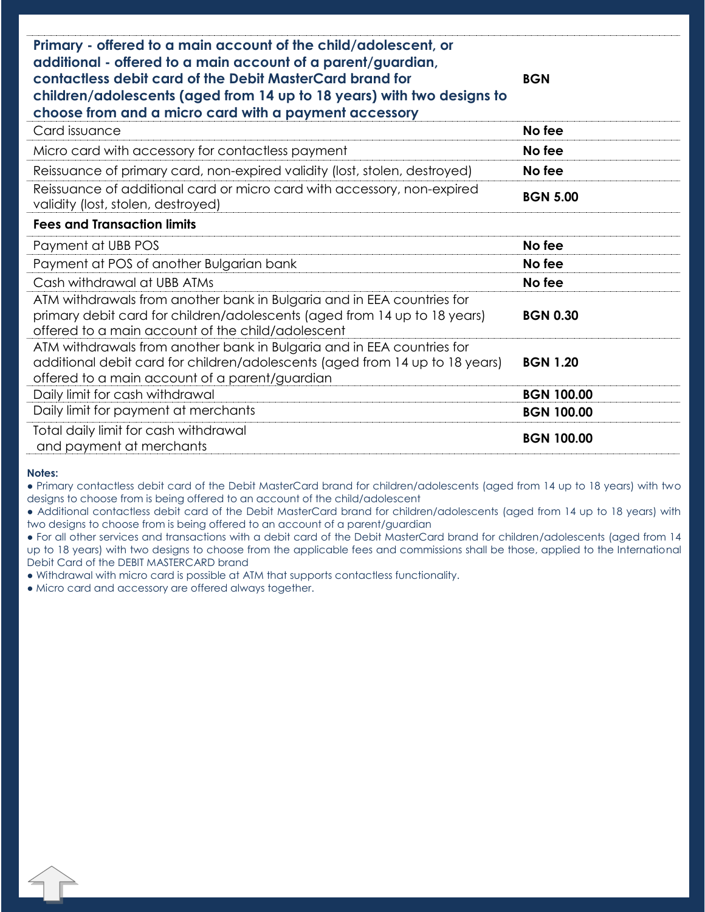| **Primary - offered to a main account of the child/adolescent, or additional - offered to a main account of a parent/guardian, contactless debit card of the Debit MasterCard brand for children/adolescents (aged from 14 up to 18 years) with two designs to choose from and a micro card with a payment accessory** | **BGN** |
|---|---|
| Card issuance | **No fee** |
| Micro card with accessory for contactless payment | **No fee** |
| Reissuance of primary card, non-expired validity (lost, stolen, destroyed) | **No fee** |
| Reissuance of additional card or micro card with accessory, non-expired validity (lost, stolen, destroyed) | **BGN 5.00** |
| **Fees and Transaction limits** | |
| Payment at UBB POS | **No fee** |
| Payment at POS of another Bulgarian bank | **No fee** |
| Cash withdrawal at UBB ATMs | **No fee** |
| ATM withdrawals from another bank in Bulgaria and in EEA countries for primary debit card for children/adolescents (aged from 14 up to 18 years) offered to a main account of the child/adolescent | **BGN 0.30** |
| ATM withdrawals from another bank in Bulgaria and in EEA countries for additional debit card for children/adolescents (aged from 14 up to 18 years) offered to a main account of a parent/guardian | **BGN 1.20** |
| Daily limit for cash withdrawal | **BGN 100.00** |
| Daily limit for payment at merchants | **BGN 100.00** |
| Total daily limit for cash withdrawal and payment at merchants | **BGN 100.00** |

**Notes:**

- Primary contactless debit card of the Debit MasterCard brand for children/adolescents (aged from 14 up to 18 years) with two designs to choose from is being offered to an account of the child/adolescent
- Additional contactless debit card of the Debit MasterCard brand for children/adolescents (aged from 14 up to 18 years) with two designs to choose from is being offered to an account of a parent/guardian
- For all other services and transactions with a debit card of the Debit MasterCard brand for children/adolescents (aged from 14 up to 18 years) with two designs to choose from the applicable fees and commissions shall be those, applied to the International Debit Card of the DEBIT MASTERCARD brand
- Withdrawal with micro card is possible at ATM that supports contactless functionality.
- Micro card and accessory are offered always together.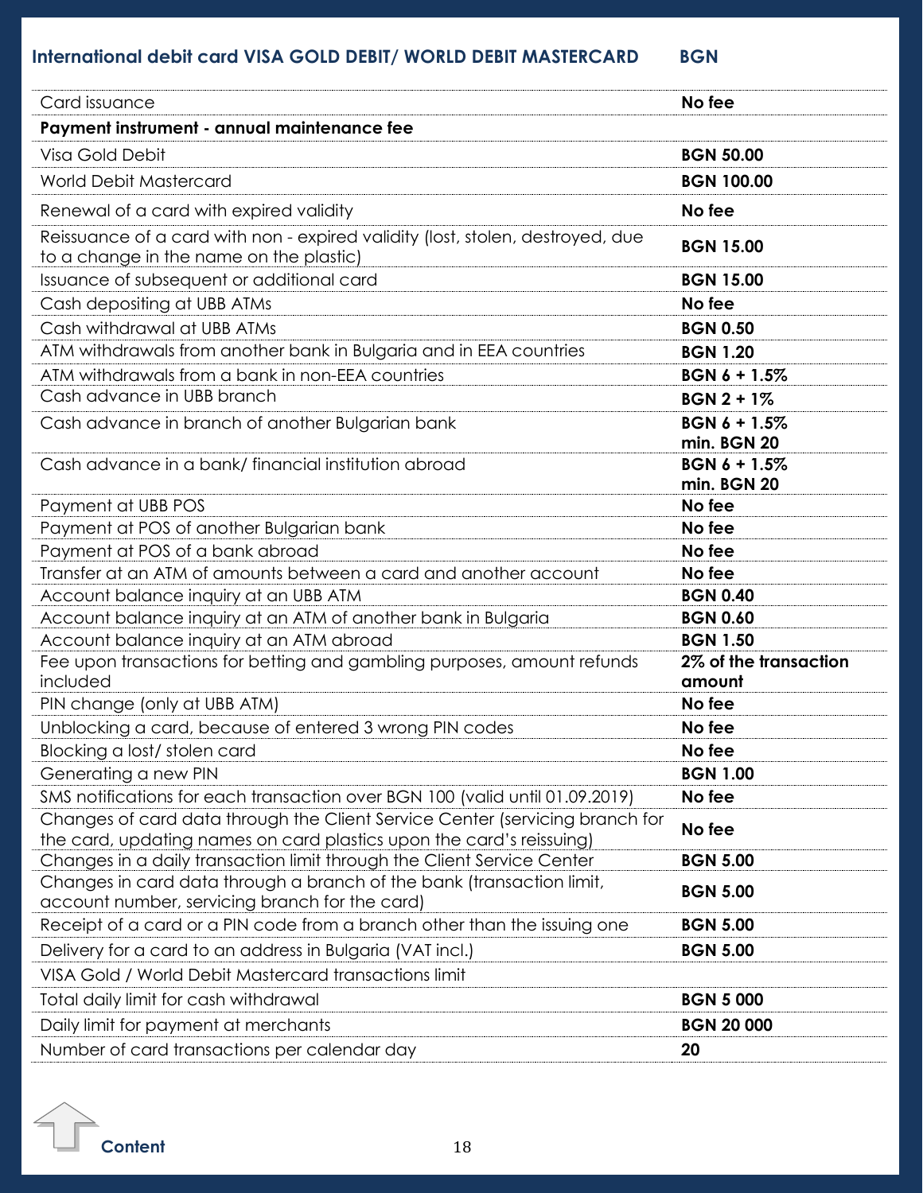| International debit card VISA GOLD DEBIT/ WORLD DEBIT MASTERCARD | BGN |
|---|---|
| Card issuance | **No fee** |
| **Payment instrument - annual maintenance fee** | |
| Visa Gold Debit | **BGN 50.00** |
| World Debit Mastercard | **BGN 100.00** |
| Renewal of a card with expired validity | **No fee** |
| Reissuance of a card with non - expired validity (lost, stolen, destroyed, due to a change in the name on the plastic) | **BGN 15.00** |
| Issuance of subsequent or additional card | **BGN 15.00** |
| Cash depositing at UBB ATMs | **No fee** |
| Cash withdrawal at UBB ATMs | **BGN 0.50** |
| ATM withdrawals from another bank in Bulgaria and in EEA countries | **BGN 1.20** |
| ATM withdrawals from a bank in non-EEA countries | **BGN 6 + 1.5%** |
| Cash advance in UBB branch | **BGN 2 + 1%** |
| Cash advance in branch of another Bulgarian bank | **BGN 6 + 1.5% min. BGN 20** |
| Cash advance in a bank/ financial institution abroad | **BGN 6 + 1.5% min. BGN 20** |
| Payment at UBB POS | **No fee** |
| Payment at POS of another Bulgarian bank | **No fee** |
| Payment at POS of a bank abroad | **No fee** |
| Transfer at an ATM of amounts between a card and another account | **No fee** |
| Account balance inquiry at an UBB ATM | **BGN 0.40** |
| Account balance inquiry at an ATM of another bank in Bulgaria | **BGN 0.60** |
| Account balance inquiry at an ATM abroad | **BGN 1.50** |
| Fee upon transactions for betting and gambling purposes, amount refunds included | **2% of the transaction amount** |
| PIN change (only at UBB ATM) | **No fee** |
| Unblocking a card, because of entered 3 wrong PIN codes | **No fee** |
| Blocking a lost/ stolen card | **No fee** |
| Generating a new PIN | **BGN 1.00** |
| SMS notifications for each transaction over BGN 100 (valid until 01.09.2019) | **No fee** |
| Changes of card data through the Client Service Center (servicing branch for the card, updating names on card plastics upon the card's reissuing) | **No fee** |
| Changes in a daily transaction limit through the Client Service Center | **BGN 5.00** |
| Changes in card data through a branch of the bank (transaction limit, account number, servicing branch for the card) | **BGN 5.00** |
| Receipt of a card or a PIN code from a branch other than the issuing one | **BGN 5.00** |
| Delivery for a card to an address in Bulgaria (VAT incl.) | **BGN 5.00** |
| VISA Gold / World Debit Mastercard transactions limit | |
| Total daily limit for cash withdrawal | **BGN 5 000** |
| Daily limit for payment at merchants | **BGN 20 000** |
| Number of card transactions per calendar day | **20** |

Content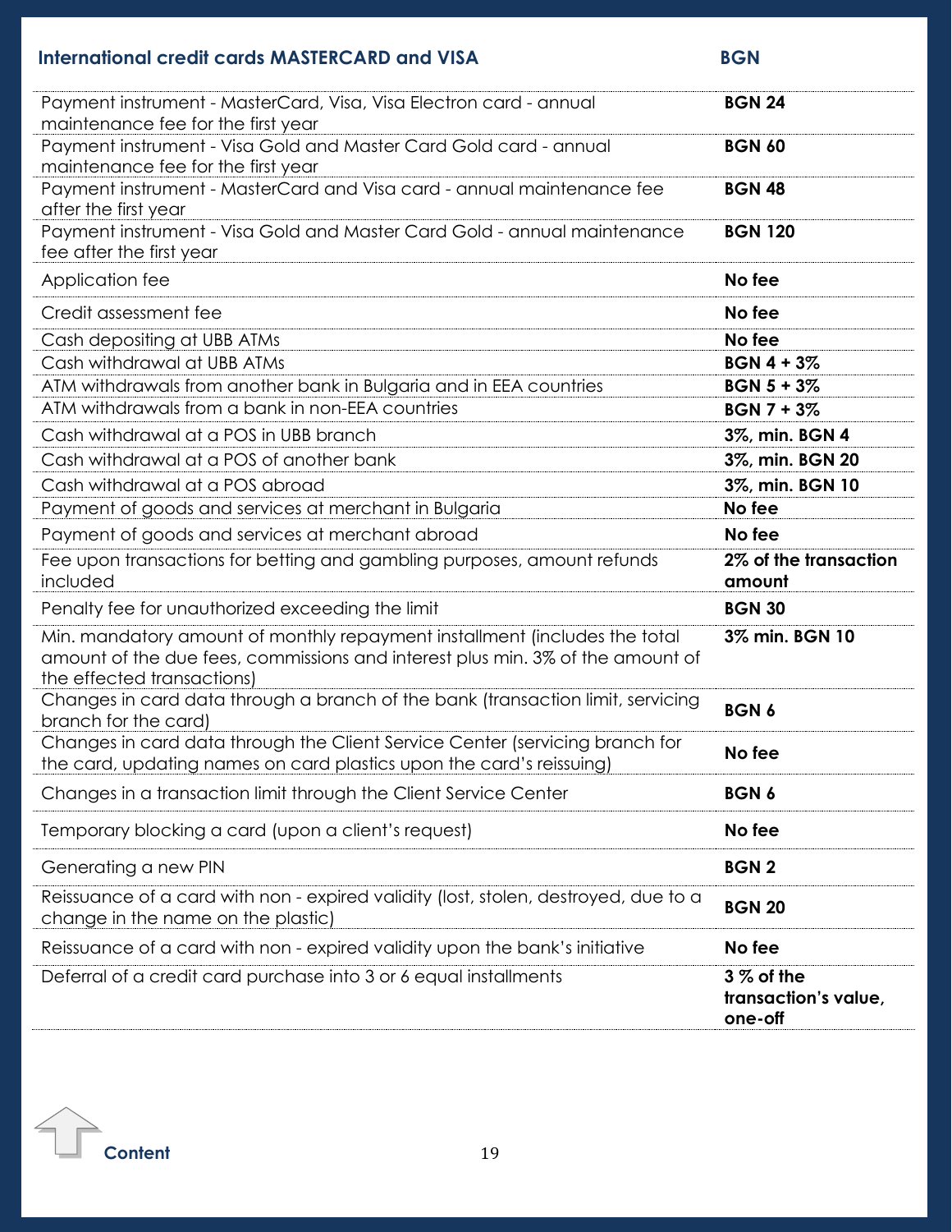| International credit cards MASTERCARD and VISA | BGN |
|---|---|
| Payment instrument - MasterCard, Visa, Visa Electron card - annual maintenance fee for the first year | **BGN 24** |
| Payment instrument - Visa Gold and Master Card Gold card - annual maintenance fee for the first year | **BGN 60** |
| Payment instrument - MasterCard and Visa card - annual maintenance fee after the first year | **BGN 48** |
| Payment instrument - Visa Gold and Master Card Gold - annual maintenance fee after the first year | **BGN 120** |
| Application fee | **No fee** |
| Credit assessment fee | **No fee** |
| Cash depositing at UBB ATMs | **No fee** |
| Cash withdrawal at UBB ATMs | **BGN 4 + 3%** |
| ATM withdrawals from another bank in Bulgaria and in EEA countries | **BGN 5 + 3%** |
| ATM withdrawals from a bank in non-EEA countries | **BGN 7 + 3%** |
| Cash withdrawal at a POS in UBB branch | **3%, min. BGN 4** |
| Cash withdrawal at a POS of another bank | **3%, min. BGN 20** |
| Cash withdrawal at a POS abroad | **3%, min. BGN 10** |
| Payment of goods and services at merchant in Bulgaria | **No fee** |
| Payment of goods and services at merchant abroad | **No fee** |
| Fee upon transactions for betting and gambling purposes, amount refunds included | **2% of the transaction amount** |
| Penalty fee for unauthorized exceeding the limit | **BGN 30** |
| Min. mandatory amount of monthly repayment installment (includes the total amount of the due fees, commissions and interest plus min. 3% of the amount of the effected transactions) | **3% min. BGN 10** |
| Changes in card data through a branch of the bank (transaction limit, servicing branch for the card) | **BGN 6** |
| Changes in card data through the Client Service Center (servicing branch for the card, updating names on card plastics upon the card's reissuing) | **No fee** |
| Changes in a transaction limit through the Client Service Center | **BGN 6** |
| Temporary blocking a card (upon a client's request) | **No fee** |
| Generating a new PIN | **BGN 2** |
| Reissuance of a card with non - expired validity (lost, stolen, destroyed, due to a change in the name on the plastic) | **BGN 20** |
| Reissuance of a card with non - expired validity upon the bank's initiative | **No fee** |
| Deferral of a credit card purchase into 3 or 6 equal installments | **3 % of the transaction's value, one-off** |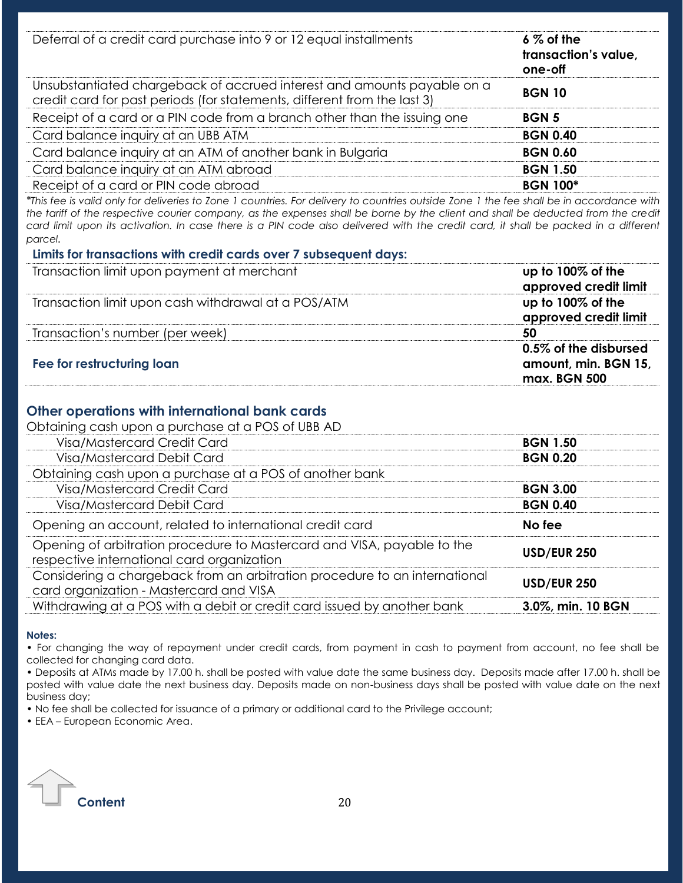| | |
|---|---|
| Deferral of a credit card purchase into 9 or 12 equal installments | **6 % of the transaction's value, one-off** |
| Unsubstantiated chargeback of accrued interest and amounts payable on a credit card for past periods (for statements, different from the last 3) | **BGN 10** |
| Receipt of a card or a PIN code from a branch other than the issuing one | **BGN 5** |
| Card balance inquiry at an UBB ATM | **BGN 0.40** |
| Card balance inquiry at an ATM of another bank in Bulgaria | **BGN 0.60** |
| Card balance inquiry at an ATM abroad | **BGN 1.50** |
| Receipt of a card or PIN code abroad | **BGN 100*** |

*\*This fee is valid only for deliveries to Zone 1 countries. For delivery to countries outside Zone 1 the fee shall be in accordance with the tariff of the respective courier company, as the expenses shall be borne by the client and shall be deducted from the credit card limit upon its activation. In case there is a PIN code also delivered with the credit card, it shall be packed in a different parcel.*

**Limits for transactions with credit cards over 7 subsequent days:**

| | |
|---|---|
| Transaction limit upon payment at merchant | **up to 100% of the approved credit limit** |
| Transaction limit upon cash withdrawal at a POS/ATM | **up to 100% of the approved credit limit** |
| Transaction's number (per week) | **50** |
| **Fee for restructuring loan** | **0.5% of the disbursed amount, min. BGN 15, max. BGN 500** |

## Other operations with international bank cards

| | |
|---|---|
| Obtaining cash upon a purchase at a POS of UBB AD | |
| Visa/Mastercard Credit Card | **BGN 1.50** |
| Visa/Mastercard Debit Card | **BGN 0.20** |
| Obtaining cash upon a purchase at a POS of another bank | |
| Visa/Mastercard Credit Card | **BGN 3.00** |
| Visa/Mastercard Debit Card | **BGN 0.40** |
| Opening an account, related to international credit card | **No fee** |
| Opening of arbitration procedure to Mastercard and VISA, payable to the respective international card organization | **USD/EUR 250** |
| Considering a chargeback from an arbitration procedure to an international card organization - Mastercard and VISA | **USD/EUR 250** |
| Withdrawing at a POS with a debit or credit card issued by another bank | **3.0%, min. 10 BGN** |

**Notes:**

- For changing the way of repayment under credit cards, from payment in cash to payment from account, no fee shall be collected for changing card data.
- Deposits at ATMs made by 17.00 h. shall be posted with value date the same business day. Deposits made after 17.00 h. shall be posted with value date the next business day. Deposits made on non-business days shall be posted with value date on the next business day;
- No fee shall be collected for issuance of a primary or additional card to the Privilege account;
- EEA – European Economic Area.

Content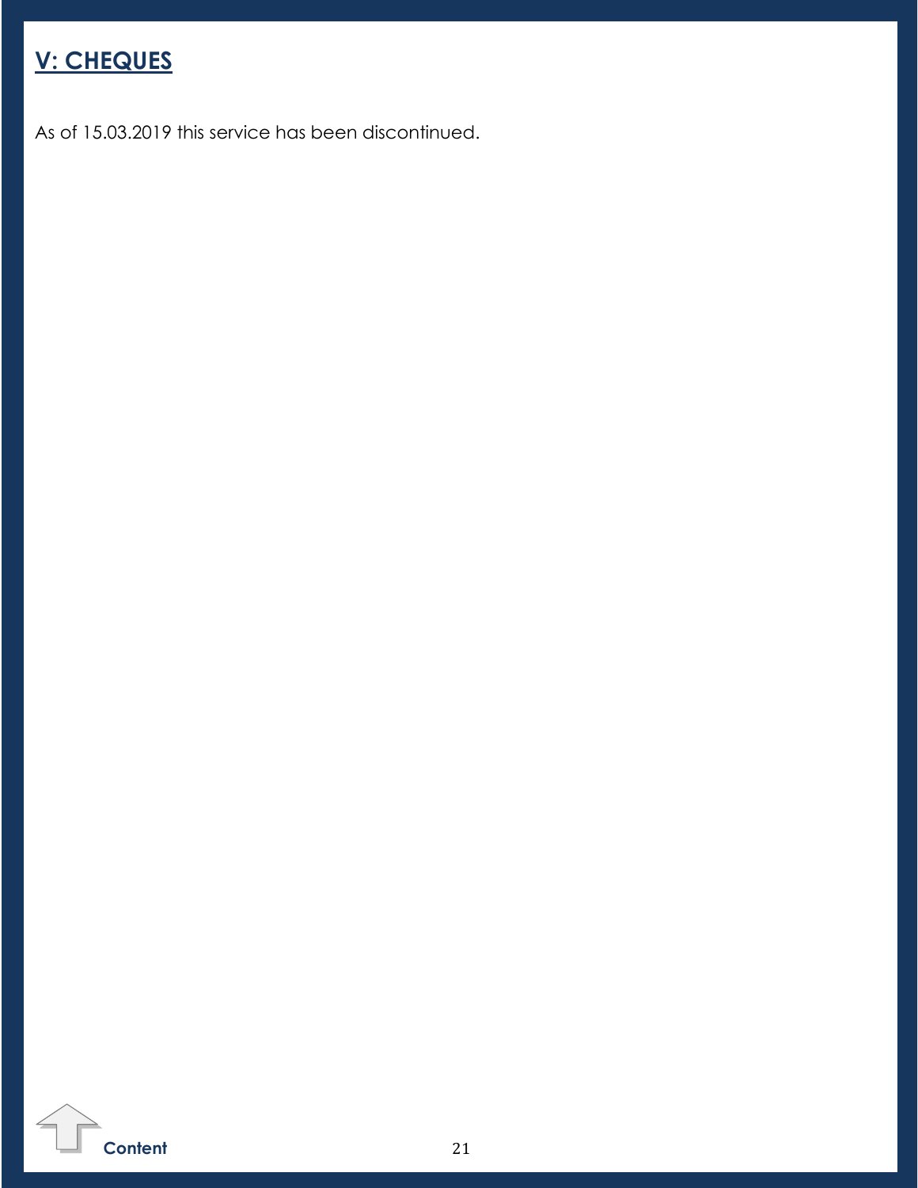## V: CHEQUES

As of 15.03.2019 this service has been discontinued.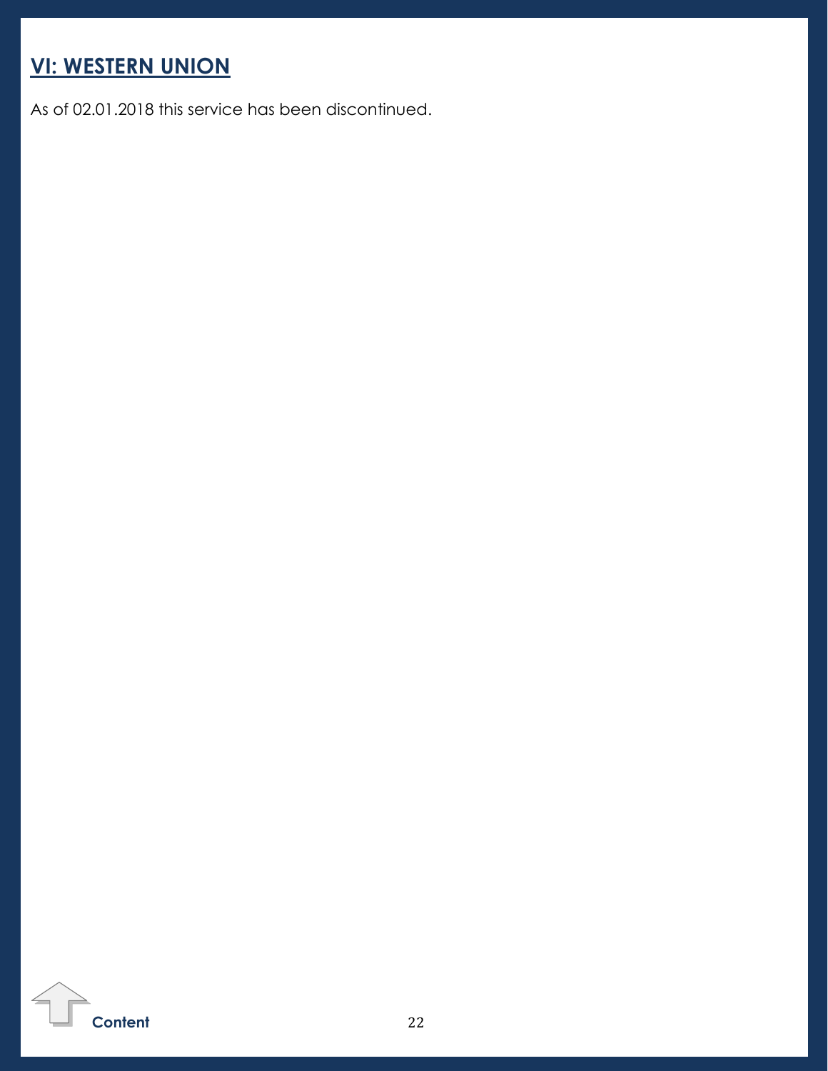## VI: WESTERN UNION

As of 02.01.2018 this service has been discontinued.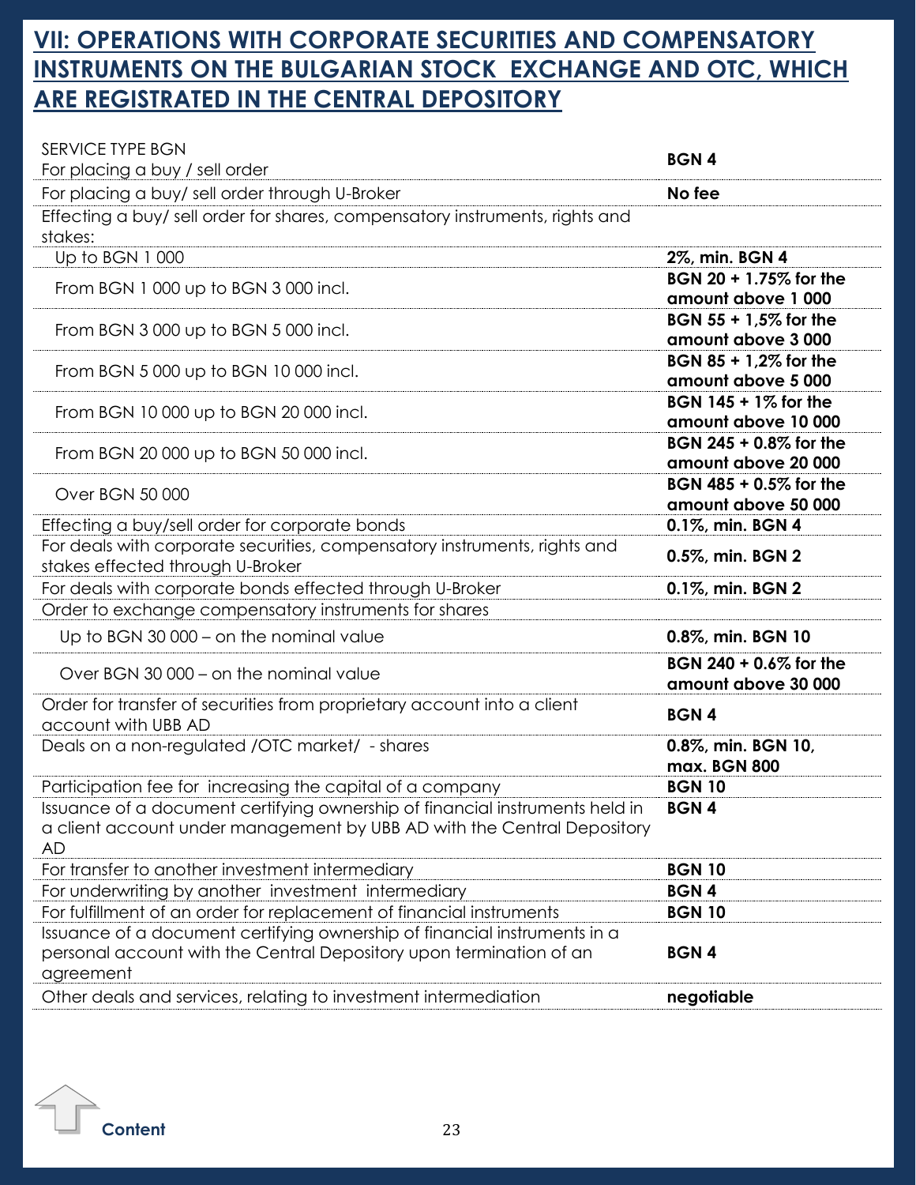## VII: OPERATIONS WITH CORPORATE SECURITIES AND COMPENSATORY INSTRUMENTS ON THE BULGARIAN STOCK EXCHANGE AND OTC, WHICH ARE REGISTRATED IN THE CENTRAL DEPOSITORY

| SERVICE TYPE BGN | |
|---|---|
| For placing a buy / sell order | **BGN 4** |
| For placing a buy/ sell order through U-Broker | **No fee** |
| Effecting a buy/ sell order for shares, compensatory instruments, rights and stakes: | |
| Up to BGN 1 000 | **2%, min. BGN 4** |
| From BGN 1 000 up to BGN 3 000 incl. | **BGN 20 + 1.75% for the amount above 1 000** |
| From BGN 3 000 up to BGN 5 000 incl. | **BGN 55 + 1,5% for the amount above 3 000** |
| From BGN 5 000 up to BGN 10 000 incl. | **BGN 85 + 1,2% for the amount above 5 000** |
| From BGN 10 000 up to BGN 20 000 incl. | **BGN 145 + 1% for the amount above 10 000** |
| From BGN 20 000 up to BGN 50 000 incl. | **BGN 245 + 0.8% for the amount above 20 000** |
| Over BGN 50 000 | **BGN 485 + 0.5% for the amount above 50 000** |
| Effecting a buy/sell order for corporate bonds | **0.1%, min. BGN 4** |
| For deals with corporate securities, compensatory instruments, rights and stakes effected through U-Broker | **0.5%, min. BGN 2** |
| For deals with corporate bonds effected through U-Broker | **0.1%, min. BGN 2** |
| Order to exchange compensatory instruments for shares | |
| Up to BGN 30 000 – on the nominal value | **0.8%, min. BGN 10** |
| Over BGN 30 000 – on the nominal value | **BGN 240 + 0.6% for the amount above 30 000** |
| Order for transfer of securities from proprietary account into a client account with UBB AD | **BGN 4** |
| Deals on a non-regulated /OTC market/ - shares | **0.8%, min. BGN 10, max. BGN 800** |
| Participation fee for increasing the capital of a company | **BGN 10** |
| Issuance of a document certifying ownership of financial instruments held in a client account under management by UBB AD with the Central Depository AD | **BGN 4** |
| For transfer to another investment intermediary | **BGN 10** |
| For underwriting by another investment intermediary | **BGN 4** |
| For fulfillment of an order for replacement of financial instruments | **BGN 10** |
| Issuance of a document certifying ownership of financial instruments in a personal account with the Central Depository upon termination of an agreement | **BGN 4** |
| Other deals and services, relating to investment intermediation | **negotiable** |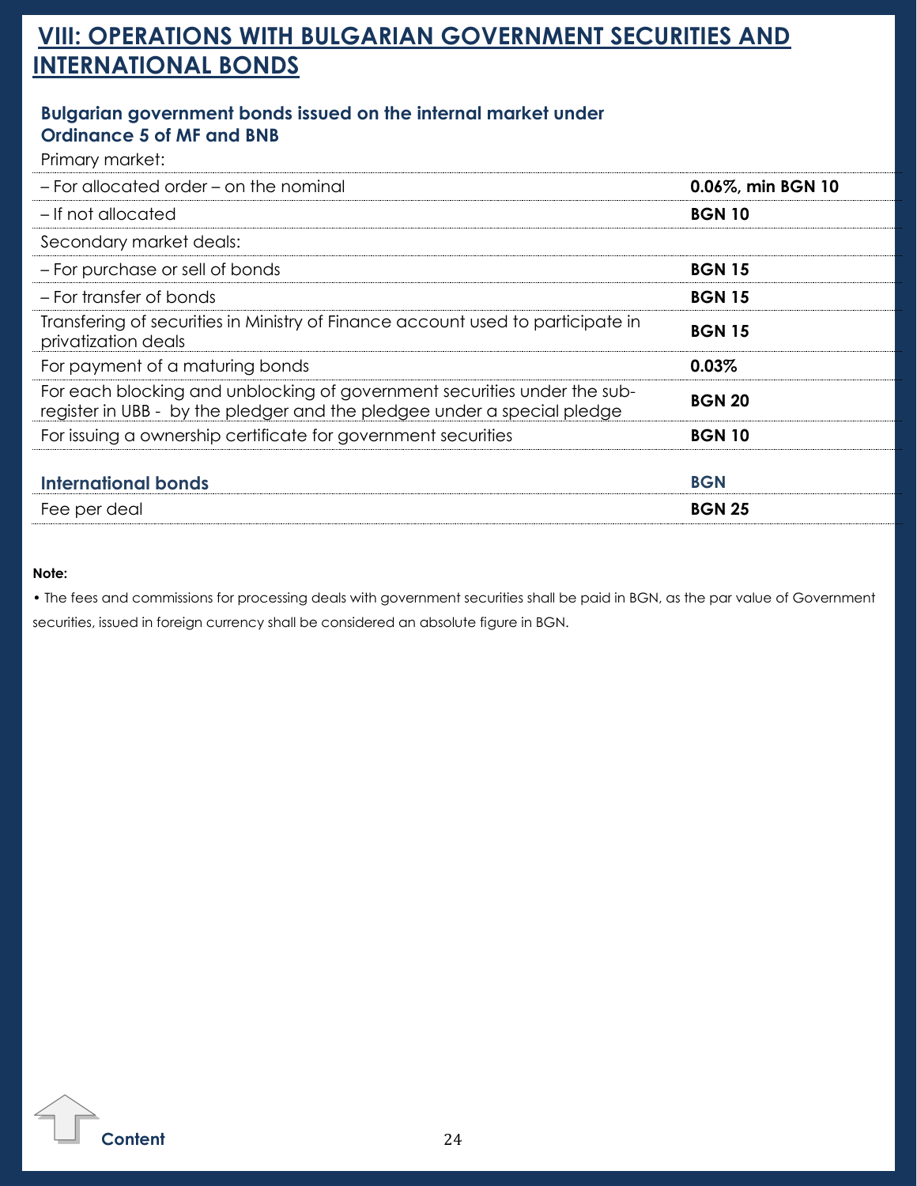# VIII: OPERATIONS WITH BULGARIAN GOVERNMENT SECURITIES AND INTERNATIONAL BONDS

### Bulgarian government bonds issued on the internal market under Ordinance 5 of MF and BNB

| Primary market: | |
|---|---|
| – For allocated order – on the nominal | **0.06%, min BGN 10** |
| – If not allocated | **BGN 10** |
| Secondary market deals: | |
| – For purchase or sell of bonds | **BGN 15** |
| – For transfer of bonds | **BGN 15** |
| Transfering of securities in Ministry of Finance account used to participate in privatization deals | **BGN 15** |
| For payment of a maturing bonds | **0.03%** |
| For each blocking and unblocking of government securities under the sub-register in UBB - by the pledger and the pledgee under a special pledge | **BGN 20** |
| For issuing a ownership certificate for government securities | **BGN 10** |

| International bonds | BGN |
|---|---|
| Fee per deal | **BGN 25** |

**Note:**

• The fees and commissions for processing deals with government securities shall be paid in BGN, as the par value of Government securities, issued in foreign currency shall be considered an absolute figure in BGN.

Content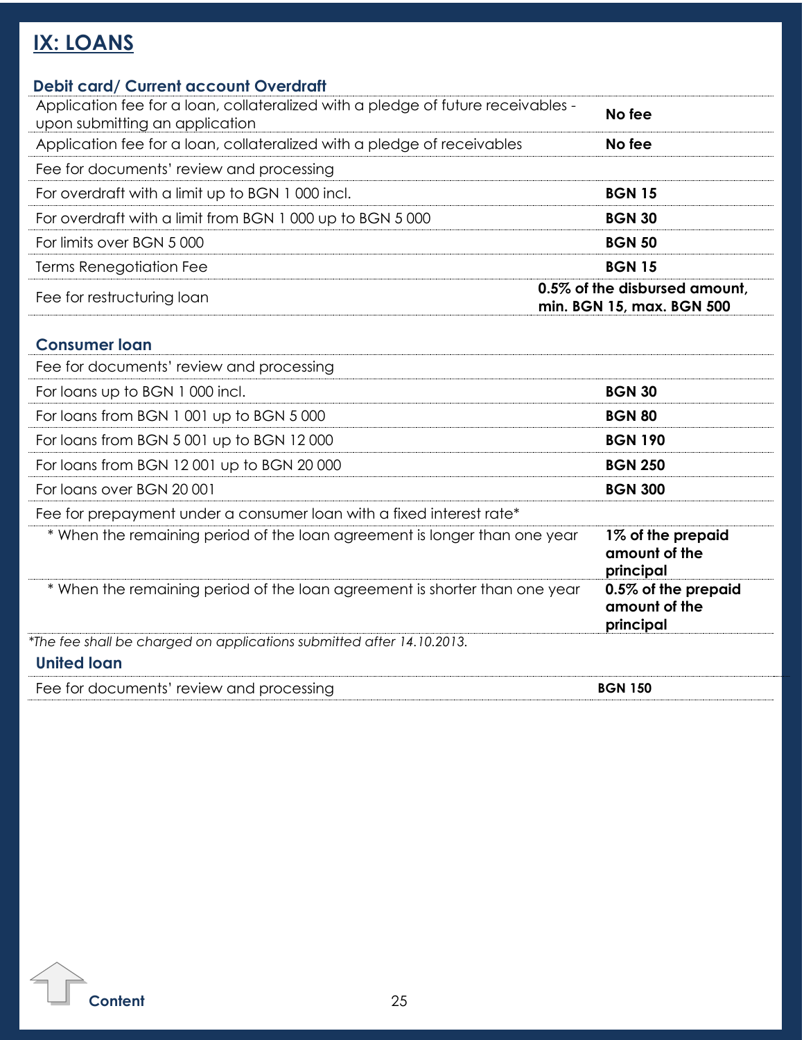# IX: LOANS

## Debit card/ Current account Overdraft

| | |
|---|---|
| Application fee for a loan, collateralized with a pledge of future receivables - upon submitting an application | **No fee** |
| Application fee for a loan, collateralized with a pledge of receivables | **No fee** |
| Fee for documents' review and processing | |
| For overdraft with a limit up to BGN 1 000 incl. | **BGN 15** |
| For overdraft with a limit from BGN 1 000 up to BGN 5 000 | **BGN 30** |
| For limits over BGN 5 000 | **BGN 50** |
| Terms Renegotiation Fee | **BGN 15** |
| Fee for restructuring loan | **0.5% of the disbursed amount, min. BGN 15, max. BGN 500** |

## Consumer loan

| | |
|---|---|
| Fee for documents' review and processing | |
| For loans up to BGN 1 000 incl. | **BGN 30** |
| For loans from BGN 1 001 up to BGN 5 000 | **BGN 80** |
| For loans from BGN 5 001 up to BGN 12 000 | **BGN 190** |
| For loans from BGN 12 001 up to BGN 20 000 | **BGN 250** |
| For loans over BGN 20 001 | **BGN 300** |
| Fee for prepayment under a consumer loan with a fixed interest rate* | |
| * When the remaining period of the loan agreement is longer than one year | **1% of the prepaid amount of the principal** |
| * When the remaining period of the loan agreement is shorter than one year | **0.5% of the prepaid amount of the principal** |

*\*The fee shall be charged on applications submitted after 14.10.2013.*

## United loan

| | |
|---|---|
| Fee for documents' review and processing | **BGN 150** |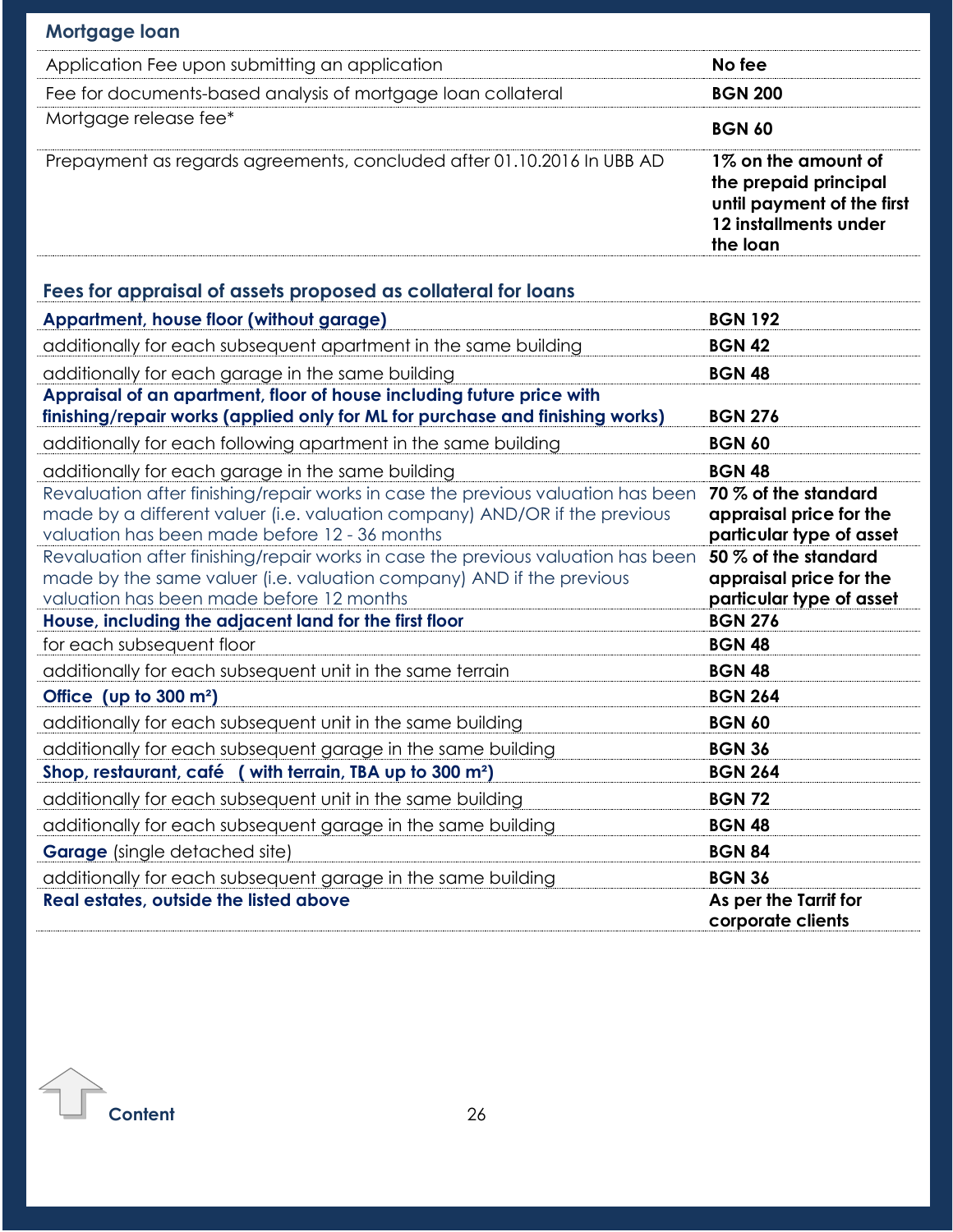## Mortgage loan

| | |
|---|---|
| Application Fee upon submitting an application | **No fee** |
| Fee for documents-based analysis of mortgage loan collateral | **BGN 200** |
| Mortgage release fee* | **BGN 60** |
| Prepayment as regards agreements, concluded after 01.10.2016 In UBB AD | **1% on the amount of the prepaid principal until payment of the first 12 installments under the loan** |

## Fees for appraisal of assets proposed as collateral for loans

| | |
|---|---|
| **Appartment, house floor (without garage)** | **BGN 192** |
| additionally for each subsequent apartment in the same building | **BGN 42** |
| additionally for each garage in the same building | **BGN 48** |
| **Appraisal of an apartment, floor of house including future price with finishing/repair works (applied only for ML for purchase and finishing works)** | **BGN 276** |
| additionally for each following apartment in the same building | **BGN 60** |
| additionally for each garage in the same building | **BGN 48** |
| Revaluation after finishing/repair works in case the previous valuation has been made by a different valuer (i.e. valuation company) AND/OR if the previous valuation has been made before 12 - 36 months | **70 % of the standard appraisal price for the particular type of asset** |
| Revaluation after finishing/repair works in case the previous valuation has been made by the same valuer (i.e. valuation company) AND if the previous valuation has been made before 12 months | **50 % of the standard appraisal price for the particular type of asset** |
| **House, including the adjacent land for the first floor** | **BGN 276** |
| for each subsequent floor | **BGN 48** |
| additionally for each subsequent unit in the same terrain | **BGN 48** |
| **Office (up to 300 m²)** | **BGN 264** |
| additionally for each subsequent unit in the same building | **BGN 60** |
| additionally for each subsequent garage in the same building | **BGN 36** |
| **Shop, restaurant, café ( with terrain, TBA up to 300 m²)** | **BGN 264** |
| additionally for each subsequent unit in the same building | **BGN 72** |
| additionally for each subsequent garage in the same building | **BGN 48** |
| **Garage** (single detached site) | **BGN 84** |
| additionally for each subsequent garage in the same building | **BGN 36** |
| **Real estates, outside the listed above** | **As per the Tarrif for corporate clients** |

Content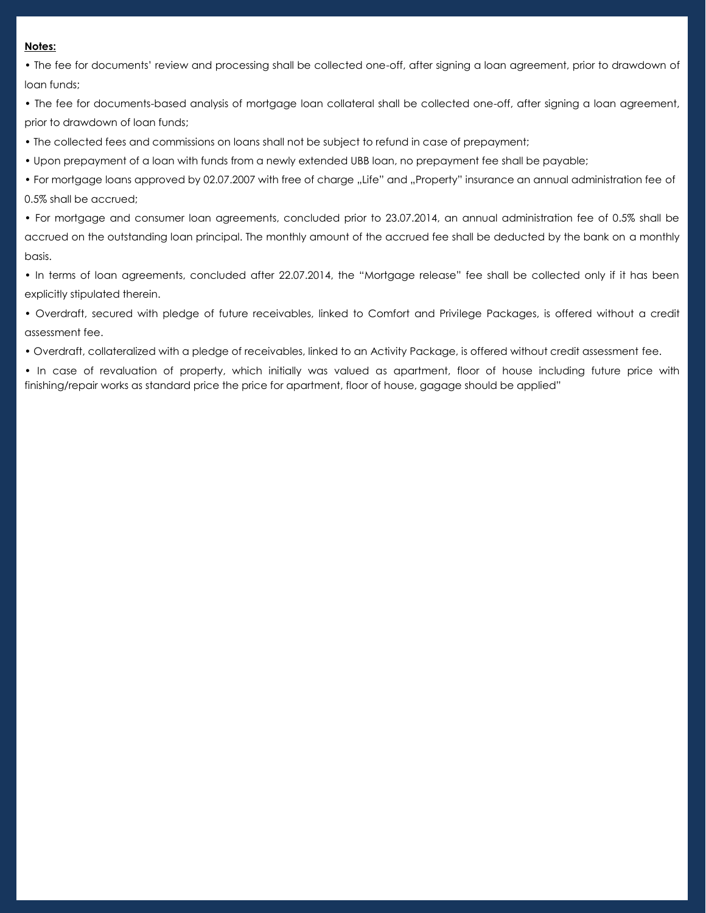**Notes:**

• The fee for documents' review and processing shall be collected one-off, after signing a loan agreement, prior to drawdown of loan funds;

• The fee for documents-based analysis of mortgage loan collateral shall be collected one-off, after signing a loan agreement, prior to drawdown of loan funds;

• The collected fees and commissions on loans shall not be subject to refund in case of prepayment;

• Upon prepayment of a loan with funds from a newly extended UBB loan, no prepayment fee shall be payable;

• For mortgage loans approved by 02.07.2007 with free of charge „Life" and „Property" insurance an annual administration fee of 0.5% shall be accrued;

• For mortgage and consumer loan agreements, concluded prior to 23.07.2014, an annual administration fee of 0.5% shall be accrued on the outstanding loan principal. The monthly amount of the accrued fee shall be deducted by the bank on a monthly basis.

• In terms of loan agreements, concluded after 22.07.2014, the "Mortgage release" fee shall be collected only if it has been explicitly stipulated therein.

• Overdraft, secured with pledge of future receivables, linked to Comfort and Privilege Packages, is offered without a credit assessment fee.

• Overdraft, collateralized with a pledge of receivables, linked to an Activity Package, is offered without credit assessment fee.

• In case of revaluation of property, which initially was valued as apartment, floor of house including future price with finishing/repair works as standard price the price for apartment, floor of house, gagage should be applied"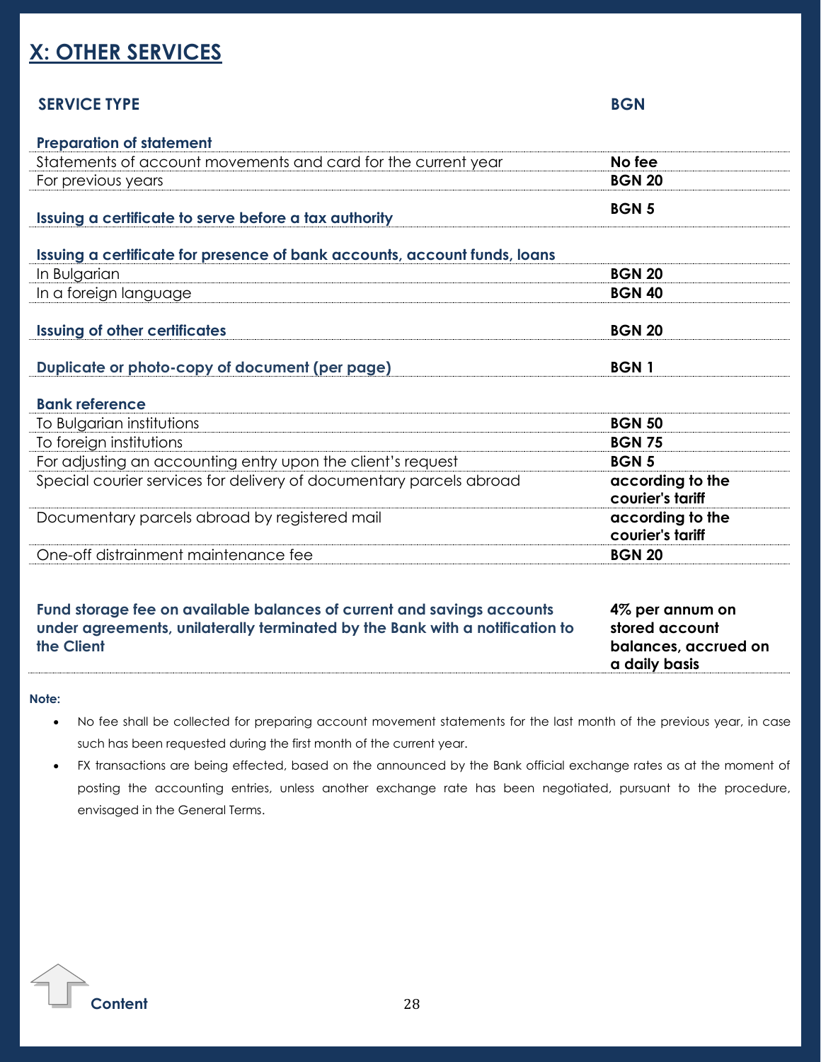## X: OTHER SERVICES

| SERVICE TYPE | BGN |
|---|---|
| **Preparation of statement** | |
| Statements of account movements and card for the current year | **No fee** |
| For previous years | **BGN 20** |
| **Issuing a certificate to serve before a tax authority** | **BGN 5** |
| **Issuing a certificate for presence of bank accounts, account funds, loans** | |
| In Bulgarian | **BGN 20** |
| In a foreign language | **BGN 40** |
| **Issuing of other certificates** | **BGN 20** |
| **Duplicate or photo-copy of document (per page)** | **BGN 1** |
| **Bank reference** | |
| To Bulgarian institutions | **BGN 50** |
| To foreign institutions | **BGN 75** |
| For adjusting an accounting entry upon the client's request | **BGN 5** |
| Special courier services for delivery of documentary parcels abroad | **according to the courier's tariff** |
| Documentary parcels abroad by registered mail | **according to the courier's tariff** |
| One-off distrainment maintenance fee | **BGN 20** |
| **Fund storage fee on available balances of current and savings accounts under agreements, unilaterally terminated by the Bank with a notification to the Client** | **4% per annum on stored account balances, accrued on a daily basis** |

**Note:**

- No fee shall be collected for preparing account movement statements for the last month of the previous year, in case such has been requested during the first month of the current year.
- FX transactions are being effected, based on the announced by the Bank official exchange rates as at the moment of posting the accounting entries, unless another exchange rate has been negotiated, pursuant to the procedure, envisaged in the General Terms.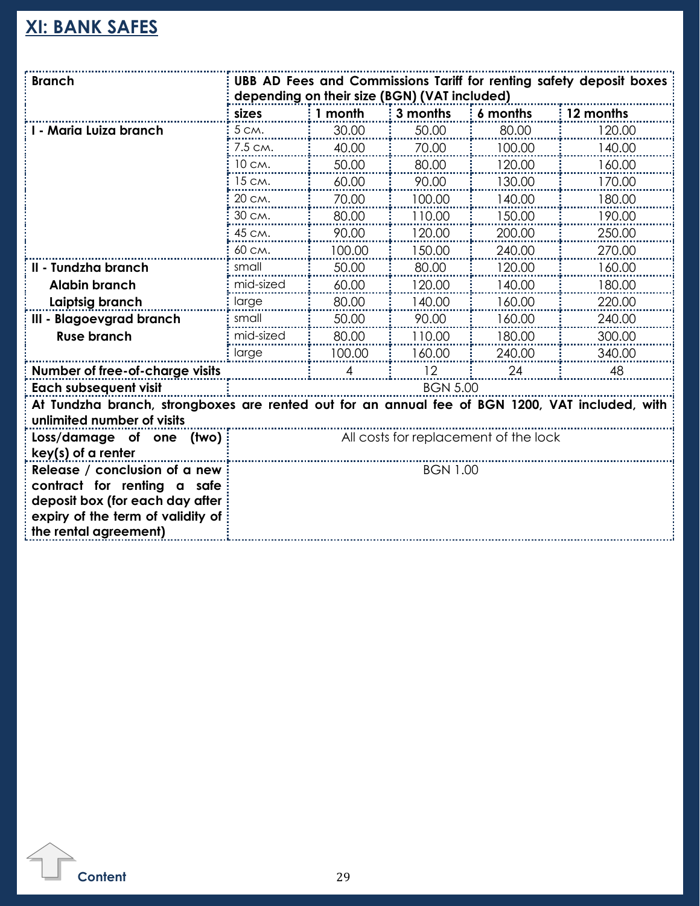## XI: BANK SAFES

| Branch | UBB AD Fees and Commissions Tariff for renting safety deposit boxes depending on their size (BGN) (VAT included) | | | | |
|---|---|---|---|---|---|
| | sizes | 1 month | 3 months | 6 months | 12 months |
| I - Maria Luiza branch | 5 см. | 30.00 | 50.00 | 80.00 | 120.00 |
| | 7.5 см. | 40.00 | 70.00 | 100.00 | 140.00 |
| | 10 см. | 50.00 | 80.00 | 120.00 | 160.00 |
| | 15 см. | 60.00 | 90.00 | 130.00 | 170.00 |
| | 20 см. | 70.00 | 100.00 | 140.00 | 180.00 |
| | 30 см. | 80.00 | 110.00 | 150.00 | 190.00 |
| | 45 см. | 90.00 | 120.00 | 200.00 | 250.00 |
| | 60 см. | 100.00 | 150.00 | 240.00 | 270.00 |
| II - Tundzha branch<br>Alabin branch<br>Laiptsig branch | small | 50.00 | 80.00 | 120.00 | 160.00 |
| | mid-sized | 60.00 | 120.00 | 140.00 | 180.00 |
| | large | 80.00 | 140.00 | 160.00 | 220.00 |
| III - Blagoevgrad branch<br>Ruse branch | small | 50.00 | 90.00 | 160.00 | 240.00 |
| | mid-sized | 80.00 | 110.00 | 180.00 | 300.00 |
| | large | 100.00 | 160.00 | 240.00 | 340.00 |
| Number of free-of-charge visits | | 4 | 12 | 24 | 48 |
| Each subsequent visit | BGN 5.00 | | | | |
| At Tundzha branch, strongboxes are rented out for an annual fee of BGN 1200, VAT included, with unlimited number of visits | | | | | |
| Loss/damage of one (two) key(s) of a renter | All costs for replacement of the lock | | | | |
| Release / conclusion of a new contract for renting a safe deposit box (for each day after expiry of the term of validity of the rental agreement) | BGN 1.00 | | | | |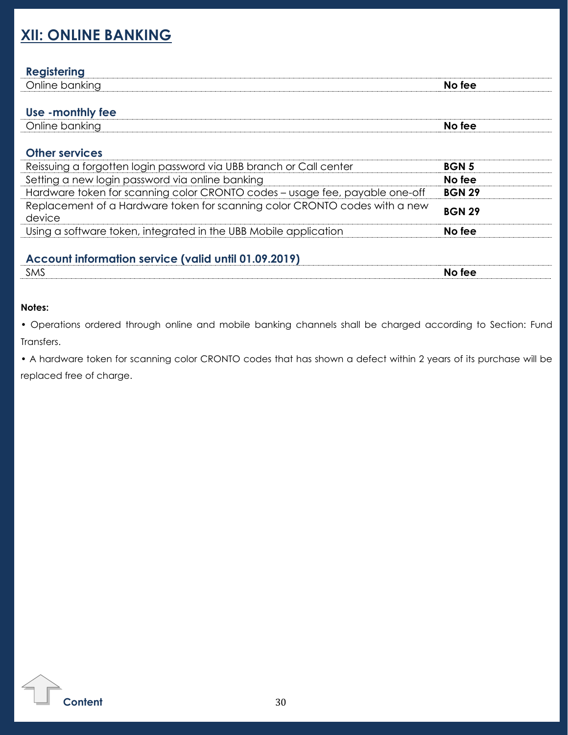# XII: ONLINE BANKING

| **Registering** | |
|---|---|
| Online banking | **No fee** |

| **Use -monthly fee** | |
|---|---|
| Online banking | **No fee** |

| **Other services** | |
|---|---|
| Reissuing a forgotten login password via UBB branch or Call center | **BGN 5** |
| Setting a new login password via online banking | **No fee** |
| Hardware token for scanning color CRONTO codes – usage fee, payable one-off | **BGN 29** |
| Replacement of a Hardware token for scanning color CRONTO codes with a new device | **BGN 29** |
| Using a software token, integrated in the UBB Mobile application | **No fee** |

| **Account information service (valid until 01.09.2019)** | |
|---|---|
| SMS | **No fee** |

**Notes:**

- Operations ordered through online and mobile banking channels shall be charged according to Section: Fund Transfers.
- A hardware token for scanning color CRONTO codes that has shown a defect within 2 years of its purchase will be replaced free of charge.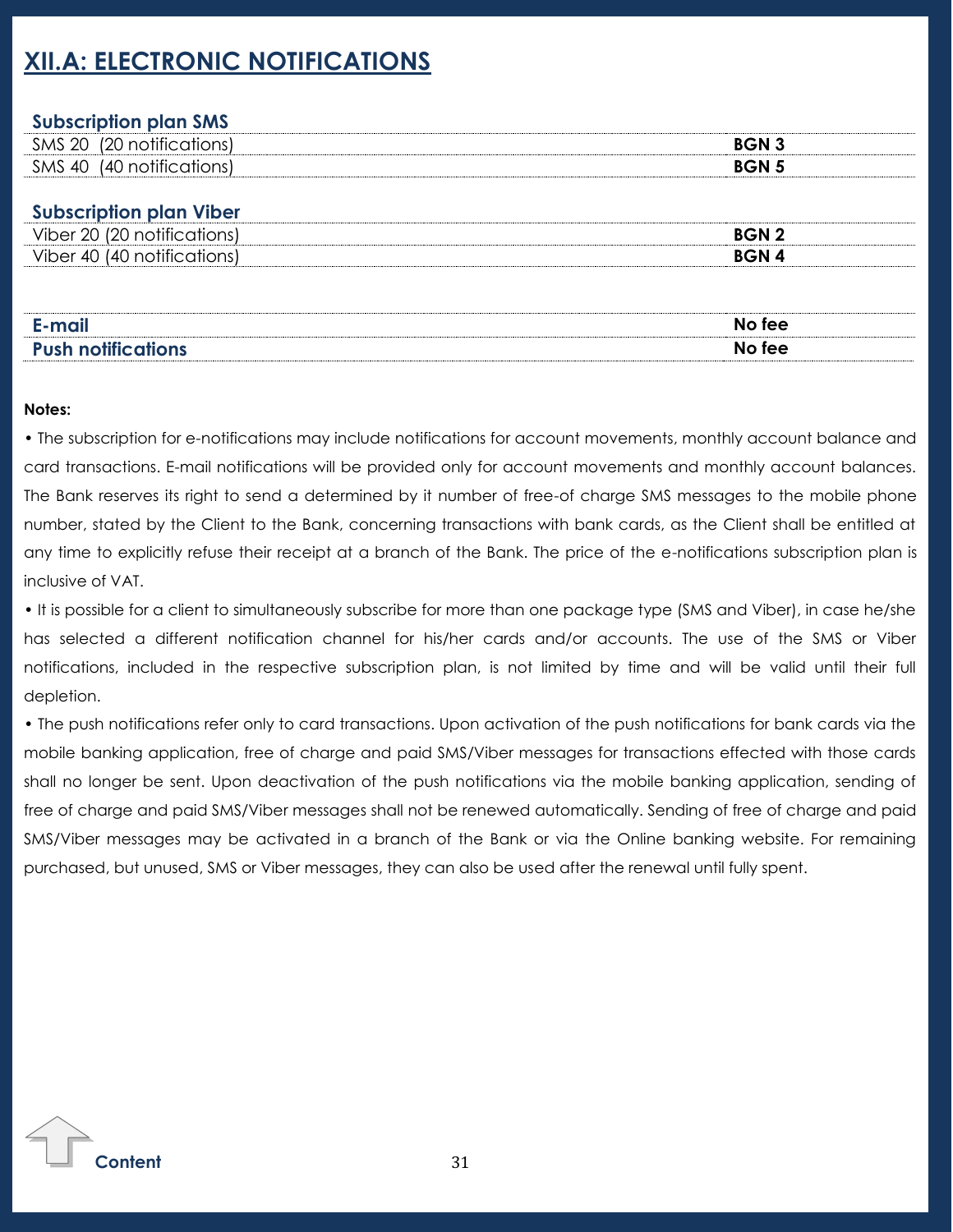# XII.A: ELECTRONIC NOTIFICATIONS

| **Subscription plan SMS** | |
|---|---|
| SMS 20 (20 notifications) | **BGN 3** |
| SMS 40 (40 notifications) | **BGN 5** |

| **Subscription plan Viber** | |
|---|---|
| Viber 20 (20 notifications) | **BGN 2** |
| Viber 40 (40 notifications) | **BGN 4** |

| | |
|---|---|
| **E-mail** | **No fee** |
| **Push notifications** | **No fee** |

**Notes:**

• The subscription for e-notifications may include notifications for account movements, monthly account balance and card transactions. E-mail notifications will be provided only for account movements and monthly account balances. The Bank reserves its right to send a determined by it number of free-of charge SMS messages to the mobile phone number, stated by the Client to the Bank, concerning transactions with bank cards, as the Client shall be entitled at any time to explicitly refuse their receipt at a branch of the Bank. The price of the e-notifications subscription plan is inclusive of VAT.

• It is possible for a client to simultaneously subscribe for more than one package type (SMS and Viber), in case he/she has selected a different notification channel for his/her cards and/or accounts. The use of the SMS or Viber notifications, included in the respective subscription plan, is not limited by time and will be valid until their full depletion.

• The push notifications refer only to card transactions. Upon activation of the push notifications for bank cards via the mobile banking application, free of charge and paid SMS/Viber messages for transactions effected with those cards shall no longer be sent. Upon deactivation of the push notifications via the mobile banking application, sending of free of charge and paid SMS/Viber messages shall not be renewed automatically. Sending of free of charge and paid SMS/Viber messages may be activated in a branch of the Bank or via the Online banking website. For remaining purchased, but unused, SMS or Viber messages, they can also be used after the renewal until fully spent.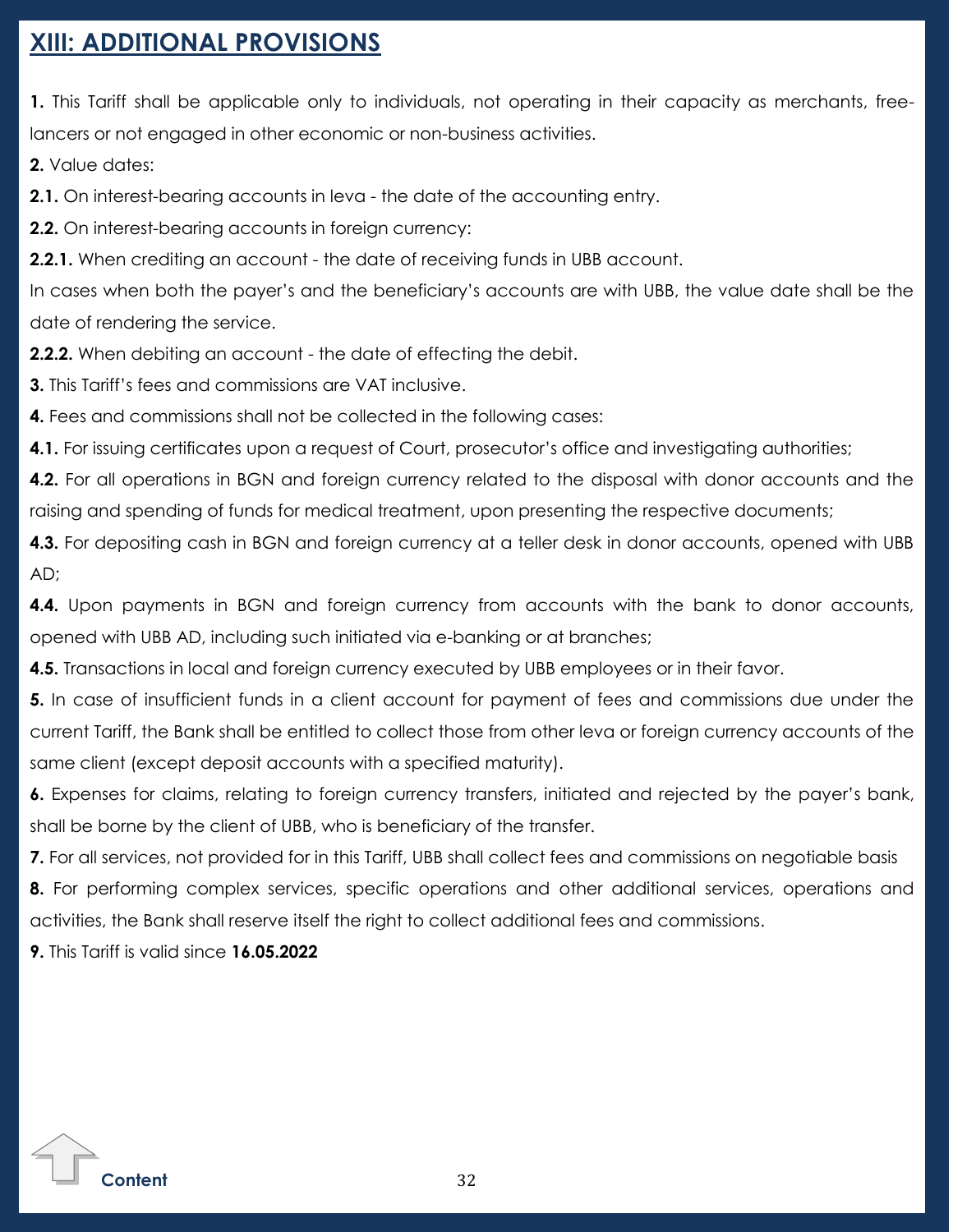## XIII: ADDITIONAL PROVISIONS

**1.** This Tariff shall be applicable only to individuals, not operating in their capacity as merchants, free-lancers or not engaged in other economic or non-business activities.

**2.** Value dates:

**2.1.** On interest-bearing accounts in leva - the date of the accounting entry.

**2.2.** On interest-bearing accounts in foreign currency:

**2.2.1.** When crediting an account - the date of receiving funds in UBB account.

In cases when both the payer's and the beneficiary's accounts are with UBB, the value date shall be the date of rendering the service.

**2.2.2.** When debiting an account - the date of effecting the debit.

**3.** This Tariff's fees and commissions are VAT inclusive.

**4.** Fees and commissions shall not be collected in the following cases:

**4.1.** For issuing certificates upon a request of Court, prosecutor's office and investigating authorities;

**4.2.** For all operations in BGN and foreign currency related to the disposal with donor accounts and the raising and spending of funds for medical treatment, upon presenting the respective documents;

**4.3.** For depositing cash in BGN and foreign currency at a teller desk in donor accounts, opened with UBB AD;

**4.4.** Upon payments in BGN and foreign currency from accounts with the bank to donor accounts, opened with UBB AD, including such initiated via e-banking or at branches;

**4.5.** Transactions in local and foreign currency executed by UBB employees or in their favor.

**5.** In case of insufficient funds in a client account for payment of fees and commissions due under the current Tariff, the Bank shall be entitled to collect those from other leva or foreign currency accounts of the same client (except deposit accounts with a specified maturity).

**6.** Expenses for claims, relating to foreign currency transfers, initiated and rejected by the payer's bank, shall be borne by the client of UBB, who is beneficiary of the transfer.

**7.** For all services, not provided for in this Tariff, UBB shall collect fees and commissions on negotiable basis

**8.** For performing complex services, specific operations and other additional services, operations and activities, the Bank shall reserve itself the right to collect additional fees and commissions.

**9.** This Tariff is valid since **16.05.2022**

Content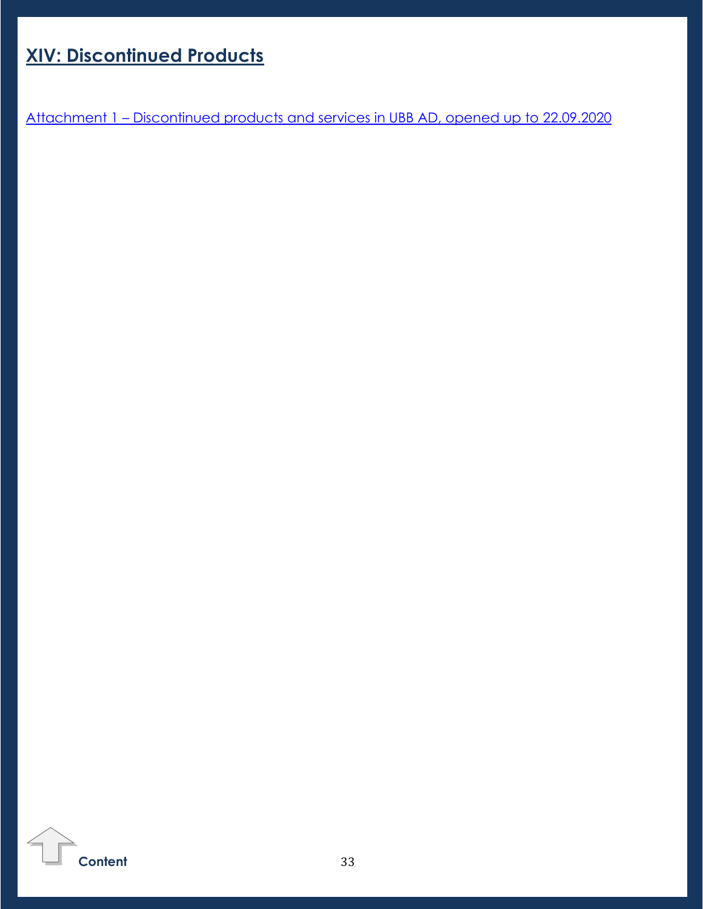## XIV: Discontinued Products

Attachment 1 – Discontinued products and services in UBB AD, opened up to 22.09.2020